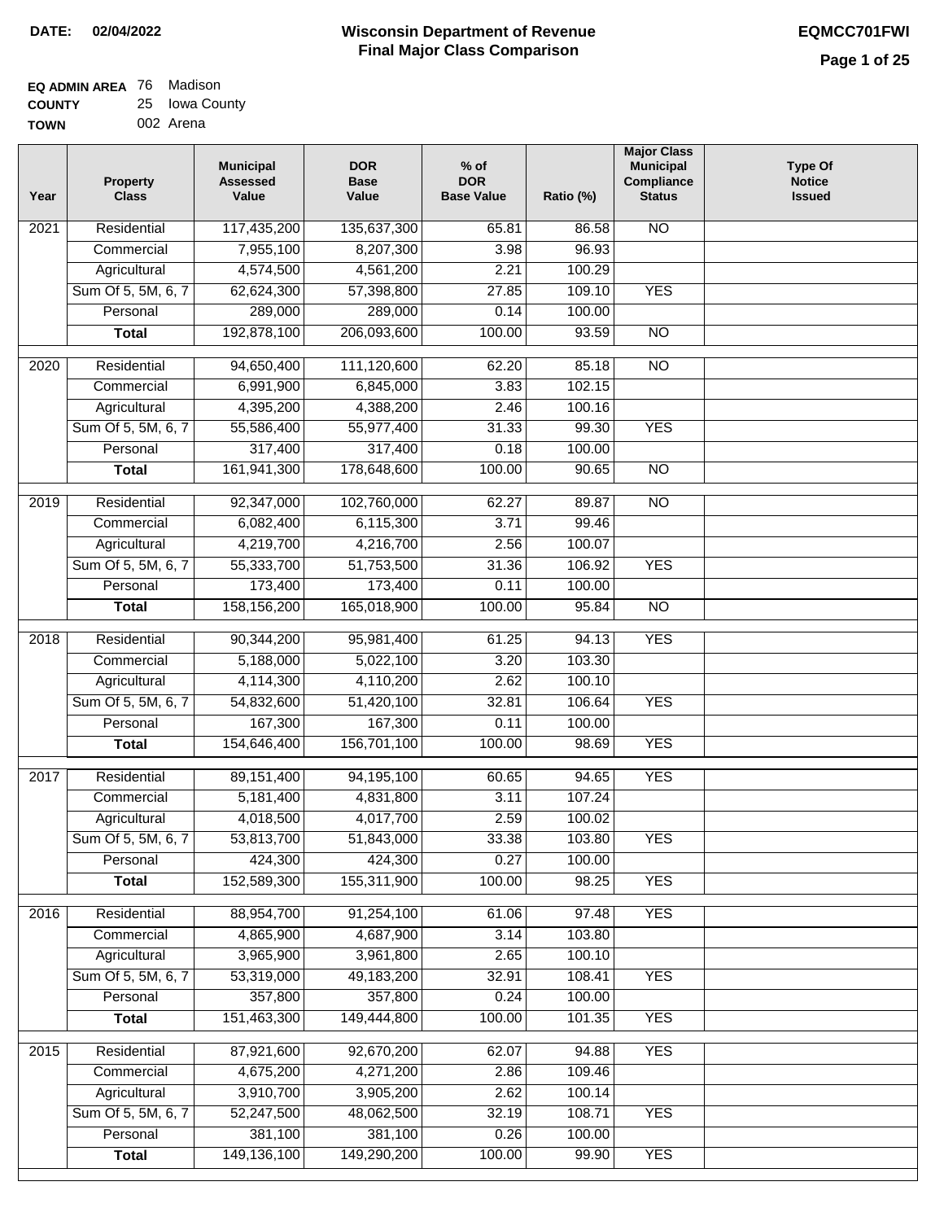DATE: 02/04/2022

# Wisconsin Department of Revenue
## Final Major Class Comparison

EQMCC701FWI

**EQ ADMIN AREA** 76 Madison
**COUNTY** 25 Iowa County
**TOWN** 002 Arena

| Year | Property Class | Municipal Assessed Value | DOR Base Value | % of DOR Base Value | Ratio (%) | Major Class Municipal Compliance Status | Type Of Notice Issued |
|---|---|---|---|---|---|---|---|
| 2021 | Residential | 117,435,200 | 135,637,300 | 65.81 | 86.58 | NO | |
| | Commercial | 7,955,100 | 8,207,300 | 3.98 | 96.93 | | |
| | Agricultural | 4,574,500 | 4,561,200 | 2.21 | 100.29 | | |
| | Sum Of 5, 5M, 6, 7 | 62,624,300 | 57,398,800 | 27.85 | 109.10 | YES | |
| | Personal | 289,000 | 289,000 | 0.14 | 100.00 | | |
| | **Total** | 192,878,100 | 206,093,600 | 100.00 | 93.59 | NO | |
| 2020 | Residential | 94,650,400 | 111,120,600 | 62.20 | 85.18 | NO | |
| | Commercial | 6,991,900 | 6,845,000 | 3.83 | 102.15 | | |
| | Agricultural | 4,395,200 | 4,388,200 | 2.46 | 100.16 | | |
| | Sum Of 5, 5M, 6, 7 | 55,586,400 | 55,977,400 | 31.33 | 99.30 | YES | |
| | Personal | 317,400 | 317,400 | 0.18 | 100.00 | | |
| | **Total** | 161,941,300 | 178,648,600 | 100.00 | 90.65 | NO | |
| 2019 | Residential | 92,347,000 | 102,760,000 | 62.27 | 89.87 | NO | |
| | Commercial | 6,082,400 | 6,115,300 | 3.71 | 99.46 | | |
| | Agricultural | 4,219,700 | 4,216,700 | 2.56 | 100.07 | | |
| | Sum Of 5, 5M, 6, 7 | 55,333,700 | 51,753,500 | 31.36 | 106.92 | YES | |
| | Personal | 173,400 | 173,400 | 0.11 | 100.00 | | |
| | **Total** | 158,156,200 | 165,018,900 | 100.00 | 95.84 | NO | |
| 2018 | Residential | 90,344,200 | 95,981,400 | 61.25 | 94.13 | YES | |
| | Commercial | 5,188,000 | 5,022,100 | 3.20 | 103.30 | | |
| | Agricultural | 4,114,300 | 4,110,200 | 2.62 | 100.10 | | |
| | Sum Of 5, 5M, 6, 7 | 54,832,600 | 51,420,100 | 32.81 | 106.64 | YES | |
| | Personal | 167,300 | 167,300 | 0.11 | 100.00 | | |
| | **Total** | 154,646,400 | 156,701,100 | 100.00 | 98.69 | YES | |
| 2017 | Residential | 89,151,400 | 94,195,100 | 60.65 | 94.65 | YES | |
| | Commercial | 5,181,400 | 4,831,800 | 3.11 | 107.24 | | |
| | Agricultural | 4,018,500 | 4,017,700 | 2.59 | 100.02 | | |
| | Sum Of 5, 5M, 6, 7 | 53,813,700 | 51,843,000 | 33.38 | 103.80 | YES | |
| | Personal | 424,300 | 424,300 | 0.27 | 100.00 | | |
| | **Total** | 152,589,300 | 155,311,900 | 100.00 | 98.25 | YES | |
| 2016 | Residential | 88,954,700 | 91,254,100 | 61.06 | 97.48 | YES | |
| | Commercial | 4,865,900 | 4,687,900 | 3.14 | 103.80 | | |
| | Agricultural | 3,965,900 | 3,961,800 | 2.65 | 100.10 | | |
| | Sum Of 5, 5M, 6, 7 | 53,319,000 | 49,183,200 | 32.91 | 108.41 | YES | |
| | Personal | 357,800 | 357,800 | 0.24 | 100.00 | | |
| | **Total** | 151,463,300 | 149,444,800 | 100.00 | 101.35 | YES | |
| 2015 | Residential | 87,921,600 | 92,670,200 | 62.07 | 94.88 | YES | |
| | Commercial | 4,675,200 | 4,271,200 | 2.86 | 109.46 | | |
| | Agricultural | 3,910,700 | 3,905,200 | 2.62 | 100.14 | | |
| | Sum Of 5, 5M, 6, 7 | 52,247,500 | 48,062,500 | 32.19 | 108.71 | YES | |
| | Personal | 381,100 | 381,100 | 0.26 | 100.00 | | |
| | **Total** | 149,136,100 | 149,290,200 | 100.00 | 99.90 | YES | |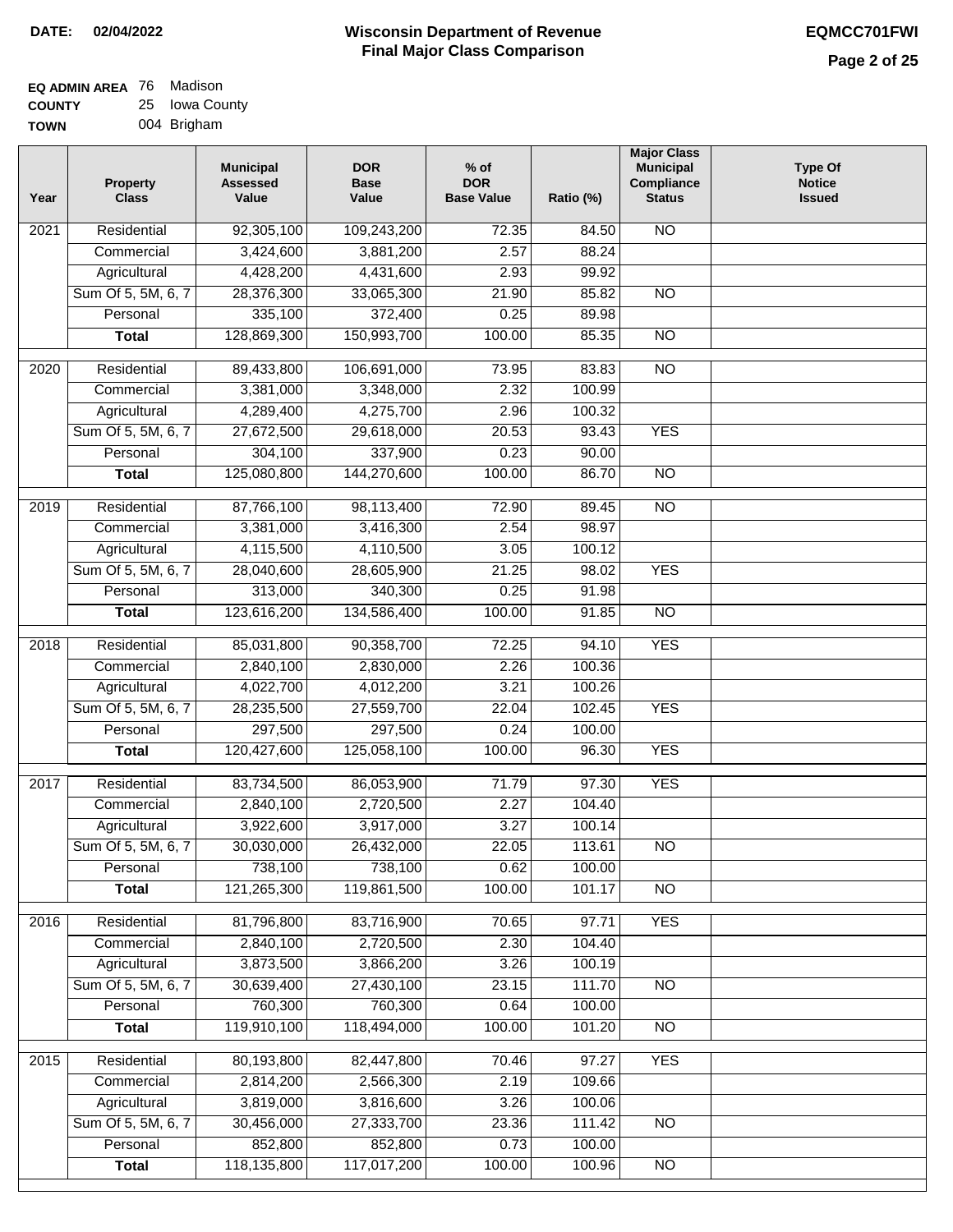**DATE: 02/04/2022**

# Wisconsin Department of Revenue
## Final Major Class Comparison

**EQMCC701FWI**

**EQ ADMIN AREA** 76 Madison
**COUNTY** 25 Iowa County
**TOWN** 004 Brigham

| Year | Property Class | Municipal Assessed Value | DOR Base Value | % of DOR Base Value | Ratio (%) | Major Class Municipal Compliance Status | Type Of Notice Issued |
|---|---|---|---|---|---|---|---|
| 2021 | Residential | 92,305,100 | 109,243,200 | 72.35 | 84.50 | NO | |
| | Commercial | 3,424,600 | 3,881,200 | 2.57 | 88.24 | | |
| | Agricultural | 4,428,200 | 4,431,600 | 2.93 | 99.92 | | |
| | Sum Of 5, 5M, 6, 7 | 28,376,300 | 33,065,300 | 21.90 | 85.82 | NO | |
| | Personal | 335,100 | 372,400 | 0.25 | 89.98 | | |
| | **Total** | 128,869,300 | 150,993,700 | 100.00 | 85.35 | NO | |
| 2020 | Residential | 89,433,800 | 106,691,000 | 73.95 | 83.83 | NO | |
| | Commercial | 3,381,000 | 3,348,000 | 2.32 | 100.99 | | |
| | Agricultural | 4,289,400 | 4,275,700 | 2.96 | 100.32 | | |
| | Sum Of 5, 5M, 6, 7 | 27,672,500 | 29,618,000 | 20.53 | 93.43 | YES | |
| | Personal | 304,100 | 337,900 | 0.23 | 90.00 | | |
| | **Total** | 125,080,800 | 144,270,600 | 100.00 | 86.70 | NO | |
| 2019 | Residential | 87,766,100 | 98,113,400 | 72.90 | 89.45 | NO | |
| | Commercial | 3,381,000 | 3,416,300 | 2.54 | 98.97 | | |
| | Agricultural | 4,115,500 | 4,110,500 | 3.05 | 100.12 | | |
| | Sum Of 5, 5M, 6, 7 | 28,040,600 | 28,605,900 | 21.25 | 98.02 | YES | |
| | Personal | 313,000 | 340,300 | 0.25 | 91.98 | | |
| | **Total** | 123,616,200 | 134,586,400 | 100.00 | 91.85 | NO | |
| 2018 | Residential | 85,031,800 | 90,358,700 | 72.25 | 94.10 | YES | |
| | Commercial | 2,840,100 | 2,830,000 | 2.26 | 100.36 | | |
| | Agricultural | 4,022,700 | 4,012,200 | 3.21 | 100.26 | | |
| | Sum Of 5, 5M, 6, 7 | 28,235,500 | 27,559,700 | 22.04 | 102.45 | YES | |
| | Personal | 297,500 | 297,500 | 0.24 | 100.00 | | |
| | **Total** | 120,427,600 | 125,058,100 | 100.00 | 96.30 | YES | |
| 2017 | Residential | 83,734,500 | 86,053,900 | 71.79 | 97.30 | YES | |
| | Commercial | 2,840,100 | 2,720,500 | 2.27 | 104.40 | | |
| | Agricultural | 3,922,600 | 3,917,000 | 3.27 | 100.14 | | |
| | Sum Of 5, 5M, 6, 7 | 30,030,000 | 26,432,000 | 22.05 | 113.61 | NO | |
| | Personal | 738,100 | 738,100 | 0.62 | 100.00 | | |
| | **Total** | 121,265,300 | 119,861,500 | 100.00 | 101.17 | NO | |
| 2016 | Residential | 81,796,800 | 83,716,900 | 70.65 | 97.71 | YES | |
| | Commercial | 2,840,100 | 2,720,500 | 2.30 | 104.40 | | |
| | Agricultural | 3,873,500 | 3,866,200 | 3.26 | 100.19 | | |
| | Sum Of 5, 5M, 6, 7 | 30,639,400 | 27,430,100 | 23.15 | 111.70 | NO | |
| | Personal | 760,300 | 760,300 | 0.64 | 100.00 | | |
| | **Total** | 119,910,100 | 118,494,000 | 100.00 | 101.20 | NO | |
| 2015 | Residential | 80,193,800 | 82,447,800 | 70.46 | 97.27 | YES | |
| | Commercial | 2,814,200 | 2,566,300 | 2.19 | 109.66 | | |
| | Agricultural | 3,819,000 | 3,816,600 | 3.26 | 100.06 | | |
| | Sum Of 5, 5M, 6, 7 | 30,456,000 | 27,333,700 | 23.36 | 111.42 | NO | |
| | Personal | 852,800 | 852,800 | 0.73 | 100.00 | | |
| | **Total** | 118,135,800 | 117,017,200 | 100.00 | 100.96 | NO | |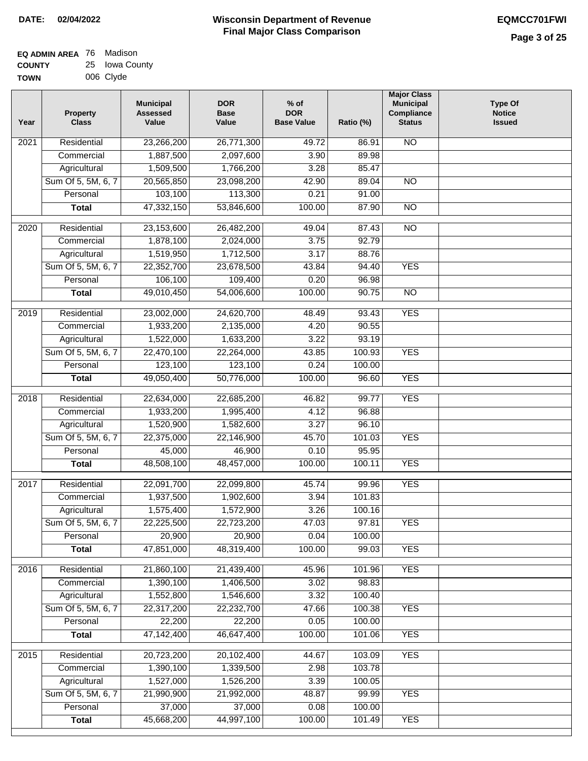**DATE:** 02/04/2022

# Wisconsin Department of Revenue
## Final Major Class Comparison

**EQMCC701FWI**

**EQ ADMIN AREA** 76 Madison
**COUNTY** 25 Iowa County
**TOWN** 006 Clyde

| Year | Property Class | Municipal Assessed Value | DOR Base Value | % of DOR Base Value | Ratio (%) | Major Class Municipal Compliance Status | Type Of Notice Issued |
|---|---|---|---|---|---|---|---|
| 2021 | Residential | 23,266,200 | 26,771,300 | 49.72 | 86.91 | NO | |
| | Commercial | 1,887,500 | 2,097,600 | 3.90 | 89.98 | | |
| | Agricultural | 1,509,500 | 1,766,200 | 3.28 | 85.47 | | |
| | Sum Of 5, 5M, 6, 7 | 20,565,850 | 23,098,200 | 42.90 | 89.04 | NO | |
| | Personal | 103,100 | 113,300 | 0.21 | 91.00 | | |
| | **Total** | 47,332,150 | 53,846,600 | 100.00 | 87.90 | NO | |
| 2020 | Residential | 23,153,600 | 26,482,200 | 49.04 | 87.43 | NO | |
| | Commercial | 1,878,100 | 2,024,000 | 3.75 | 92.79 | | |
| | Agricultural | 1,519,950 | 1,712,500 | 3.17 | 88.76 | | |
| | Sum Of 5, 5M, 6, 7 | 22,352,700 | 23,678,500 | 43.84 | 94.40 | YES | |
| | Personal | 106,100 | 109,400 | 0.20 | 96.98 | | |
| | **Total** | 49,010,450 | 54,006,600 | 100.00 | 90.75 | NO | |
| 2019 | Residential | 23,002,000 | 24,620,700 | 48.49 | 93.43 | YES | |
| | Commercial | 1,933,200 | 2,135,000 | 4.20 | 90.55 | | |
| | Agricultural | 1,522,000 | 1,633,200 | 3.22 | 93.19 | | |
| | Sum Of 5, 5M, 6, 7 | 22,470,100 | 22,264,000 | 43.85 | 100.93 | YES | |
| | Personal | 123,100 | 123,100 | 0.24 | 100.00 | | |
| | **Total** | 49,050,400 | 50,776,000 | 100.00 | 96.60 | YES | |
| 2018 | Residential | 22,634,000 | 22,685,200 | 46.82 | 99.77 | YES | |
| | Commercial | 1,933,200 | 1,995,400 | 4.12 | 96.88 | | |
| | Agricultural | 1,520,900 | 1,582,600 | 3.27 | 96.10 | | |
| | Sum Of 5, 5M, 6, 7 | 22,375,000 | 22,146,900 | 45.70 | 101.03 | YES | |
| | Personal | 45,000 | 46,900 | 0.10 | 95.95 | | |
| | **Total** | 48,508,100 | 48,457,000 | 100.00 | 100.11 | YES | |
| 2017 | Residential | 22,091,700 | 22,099,800 | 45.74 | 99.96 | YES | |
| | Commercial | 1,937,500 | 1,902,600 | 3.94 | 101.83 | | |
| | Agricultural | 1,575,400 | 1,572,900 | 3.26 | 100.16 | | |
| | Sum Of 5, 5M, 6, 7 | 22,225,500 | 22,723,200 | 47.03 | 97.81 | YES | |
| | Personal | 20,900 | 20,900 | 0.04 | 100.00 | | |
| | **Total** | 47,851,000 | 48,319,400 | 100.00 | 99.03 | YES | |
| 2016 | Residential | 21,860,100 | 21,439,400 | 45.96 | 101.96 | YES | |
| | Commercial | 1,390,100 | 1,406,500 | 3.02 | 98.83 | | |
| | Agricultural | 1,552,800 | 1,546,600 | 3.32 | 100.40 | | |
| | Sum Of 5, 5M, 6, 7 | 22,317,200 | 22,232,700 | 47.66 | 100.38 | YES | |
| | Personal | 22,200 | 22,200 | 0.05 | 100.00 | | |
| | **Total** | 47,142,400 | 46,647,400 | 100.00 | 101.06 | YES | |
| 2015 | Residential | 20,723,200 | 20,102,400 | 44.67 | 103.09 | YES | |
| | Commercial | 1,390,100 | 1,339,500 | 2.98 | 103.78 | | |
| | Agricultural | 1,527,000 | 1,526,200 | 3.39 | 100.05 | | |
| | Sum Of 5, 5M, 6, 7 | 21,990,900 | 21,992,000 | 48.87 | 99.99 | YES | |
| | Personal | 37,000 | 37,000 | 0.08 | 100.00 | | |
| | **Total** | 45,668,200 | 44,997,100 | 100.00 | 101.49 | YES | |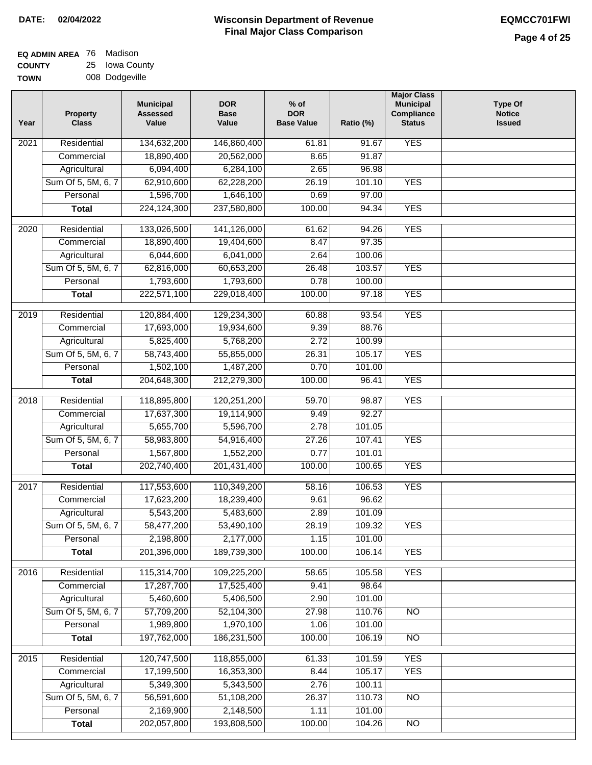**DATE: 02/04/2022**

# Wisconsin Department of Revenue
## Final Major Class Comparison

**EQMCC701FWI**

**EQ ADMIN AREA** 76 Madison
**COUNTY** 25 Iowa County
**TOWN** 008 Dodgeville

| Year | Property Class | Municipal Assessed Value | DOR Base Value | % of DOR Base Value | Ratio (%) | Major Class Municipal Compliance Status | Type Of Notice Issued |
|---|---|---|---|---|---|---|---|
| 2021 | Residential | 134,632,200 | 146,860,400 | 61.81 | 91.67 | YES | |
| | Commercial | 18,890,400 | 20,562,000 | 8.65 | 91.87 | | |
| | Agricultural | 6,094,400 | 6,284,100 | 2.65 | 96.98 | | |
| | Sum Of 5, 5M, 6, 7 | 62,910,600 | 62,228,200 | 26.19 | 101.10 | YES | |
| | Personal | 1,596,700 | 1,646,100 | 0.69 | 97.00 | | |
| | **Total** | 224,124,300 | 237,580,800 | 100.00 | 94.34 | YES | |
| 2020 | Residential | 133,026,500 | 141,126,000 | 61.62 | 94.26 | YES | |
| | Commercial | 18,890,400 | 19,404,600 | 8.47 | 97.35 | | |
| | Agricultural | 6,044,600 | 6,041,000 | 2.64 | 100.06 | | |
| | Sum Of 5, 5M, 6, 7 | 62,816,000 | 60,653,200 | 26.48 | 103.57 | YES | |
| | Personal | 1,793,600 | 1,793,600 | 0.78 | 100.00 | | |
| | **Total** | 222,571,100 | 229,018,400 | 100.00 | 97.18 | YES | |
| 2019 | Residential | 120,884,400 | 129,234,300 | 60.88 | 93.54 | YES | |
| | Commercial | 17,693,000 | 19,934,600 | 9.39 | 88.76 | | |
| | Agricultural | 5,825,400 | 5,768,200 | 2.72 | 100.99 | | |
| | Sum Of 5, 5M, 6, 7 | 58,743,400 | 55,855,000 | 26.31 | 105.17 | YES | |
| | Personal | 1,502,100 | 1,487,200 | 0.70 | 101.00 | | |
| | **Total** | 204,648,300 | 212,279,300 | 100.00 | 96.41 | YES | |
| 2018 | Residential | 118,895,800 | 120,251,200 | 59.70 | 98.87 | YES | |
| | Commercial | 17,637,300 | 19,114,900 | 9.49 | 92.27 | | |
| | Agricultural | 5,655,700 | 5,596,700 | 2.78 | 101.05 | | |
| | Sum Of 5, 5M, 6, 7 | 58,983,800 | 54,916,400 | 27.26 | 107.41 | YES | |
| | Personal | 1,567,800 | 1,552,200 | 0.77 | 101.01 | | |
| | **Total** | 202,740,400 | 201,431,400 | 100.00 | 100.65 | YES | |
| 2017 | Residential | 117,553,600 | 110,349,200 | 58.16 | 106.53 | YES | |
| | Commercial | 17,623,200 | 18,239,400 | 9.61 | 96.62 | | |
| | Agricultural | 5,543,200 | 5,483,600 | 2.89 | 101.09 | | |
| | Sum Of 5, 5M, 6, 7 | 58,477,200 | 53,490,100 | 28.19 | 109.32 | YES | |
| | Personal | 2,198,800 | 2,177,000 | 1.15 | 101.00 | | |
| | **Total** | 201,396,000 | 189,739,300 | 100.00 | 106.14 | YES | |
| 2016 | Residential | 115,314,700 | 109,225,200 | 58.65 | 105.58 | YES | |
| | Commercial | 17,287,700 | 17,525,400 | 9.41 | 98.64 | | |
| | Agricultural | 5,460,600 | 5,406,500 | 2.90 | 101.00 | | |
| | Sum Of 5, 5M, 6, 7 | 57,709,200 | 52,104,300 | 27.98 | 110.76 | NO | |
| | Personal | 1,989,800 | 1,970,100 | 1.06 | 101.00 | | |
| | **Total** | 197,762,000 | 186,231,500 | 100.00 | 106.19 | NO | |
| 2015 | Residential | 120,747,500 | 118,855,000 | 61.33 | 101.59 | YES | |
| | Commercial | 17,199,500 | 16,353,300 | 8.44 | 105.17 | YES | |
| | Agricultural | 5,349,300 | 5,343,500 | 2.76 | 100.11 | | |
| | Sum Of 5, 5M, 6, 7 | 56,591,600 | 51,108,200 | 26.37 | 110.73 | NO | |
| | Personal | 2,169,900 | 2,148,500 | 1.11 | 101.00 | | |
| | **Total** | 202,057,800 | 193,808,500 | 100.00 | 104.26 | NO | |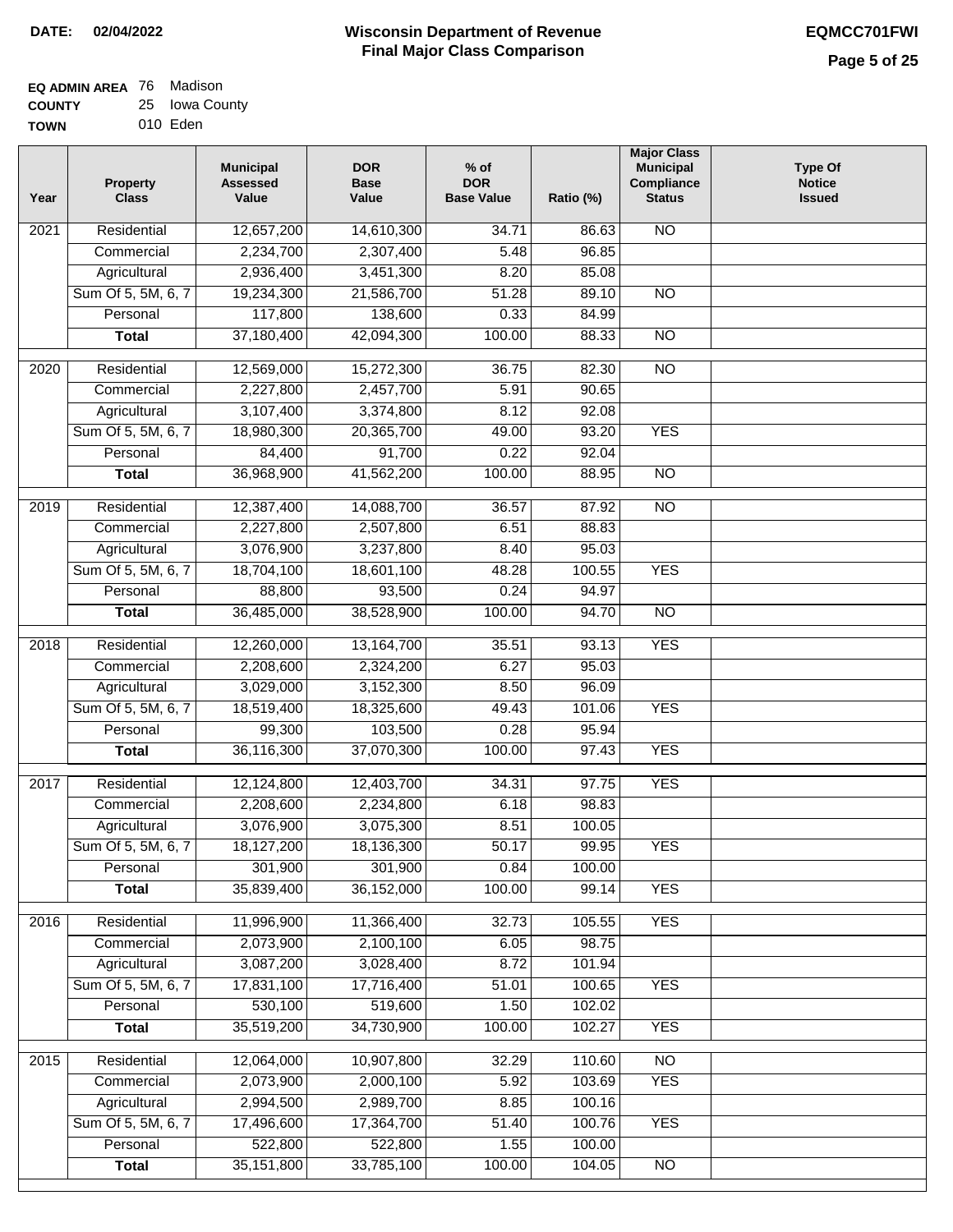**DATE:** 02/04/2022

# Wisconsin Department of Revenue
## Final Major Class Comparison

**EQMCC701FWI**

**EQ ADMIN AREA** 76 Madison
**COUNTY** 25 Iowa County
**TOWN** 010 Eden

| Year | Property Class | Municipal Assessed Value | DOR Base Value | % of DOR Base Value | Ratio (%) | Major Class Municipal Compliance Status | Type Of Notice Issued |
|---|---|---|---|---|---|---|---|
| 2021 | Residential | 12,657,200 | 14,610,300 | 34.71 | 86.63 | NO | |
| | Commercial | 2,234,700 | 2,307,400 | 5.48 | 96.85 | | |
| | Agricultural | 2,936,400 | 3,451,300 | 8.20 | 85.08 | | |
| | Sum Of 5, 5M, 6, 7 | 19,234,300 | 21,586,700 | 51.28 | 89.10 | NO | |
| | Personal | 117,800 | 138,600 | 0.33 | 84.99 | | |
| | **Total** | 37,180,400 | 42,094,300 | 100.00 | 88.33 | NO | |
| 2020 | Residential | 12,569,000 | 15,272,300 | 36.75 | 82.30 | NO | |
| | Commercial | 2,227,800 | 2,457,700 | 5.91 | 90.65 | | |
| | Agricultural | 3,107,400 | 3,374,800 | 8.12 | 92.08 | | |
| | Sum Of 5, 5M, 6, 7 | 18,980,300 | 20,365,700 | 49.00 | 93.20 | YES | |
| | Personal | 84,400 | 91,700 | 0.22 | 92.04 | | |
| | **Total** | 36,968,900 | 41,562,200 | 100.00 | 88.95 | NO | |
| 2019 | Residential | 12,387,400 | 14,088,700 | 36.57 | 87.92 | NO | |
| | Commercial | 2,227,800 | 2,507,800 | 6.51 | 88.83 | | |
| | Agricultural | 3,076,900 | 3,237,800 | 8.40 | 95.03 | | |
| | Sum Of 5, 5M, 6, 7 | 18,704,100 | 18,601,100 | 48.28 | 100.55 | YES | |
| | Personal | 88,800 | 93,500 | 0.24 | 94.97 | | |
| | **Total** | 36,485,000 | 38,528,900 | 100.00 | 94.70 | NO | |
| 2018 | Residential | 12,260,000 | 13,164,700 | 35.51 | 93.13 | YES | |
| | Commercial | 2,208,600 | 2,324,200 | 6.27 | 95.03 | | |
| | Agricultural | 3,029,000 | 3,152,300 | 8.50 | 96.09 | | |
| | Sum Of 5, 5M, 6, 7 | 18,519,400 | 18,325,600 | 49.43 | 101.06 | YES | |
| | Personal | 99,300 | 103,500 | 0.28 | 95.94 | | |
| | **Total** | 36,116,300 | 37,070,300 | 100.00 | 97.43 | YES | |
| 2017 | Residential | 12,124,800 | 12,403,700 | 34.31 | 97.75 | YES | |
| | Commercial | 2,208,600 | 2,234,800 | 6.18 | 98.83 | | |
| | Agricultural | 3,076,900 | 3,075,300 | 8.51 | 100.05 | | |
| | Sum Of 5, 5M, 6, 7 | 18,127,200 | 18,136,300 | 50.17 | 99.95 | YES | |
| | Personal | 301,900 | 301,900 | 0.84 | 100.00 | | |
| | **Total** | 35,839,400 | 36,152,000 | 100.00 | 99.14 | YES | |
| 2016 | Residential | 11,996,900 | 11,366,400 | 32.73 | 105.55 | YES | |
| | Commercial | 2,073,900 | 2,100,100 | 6.05 | 98.75 | | |
| | Agricultural | 3,087,200 | 3,028,400 | 8.72 | 101.94 | | |
| | Sum Of 5, 5M, 6, 7 | 17,831,100 | 17,716,400 | 51.01 | 100.65 | YES | |
| | Personal | 530,100 | 519,600 | 1.50 | 102.02 | | |
| | **Total** | 35,519,200 | 34,730,900 | 100.00 | 102.27 | YES | |
| 2015 | Residential | 12,064,000 | 10,907,800 | 32.29 | 110.60 | NO | |
| | Commercial | 2,073,900 | 2,000,100 | 5.92 | 103.69 | YES | |
| | Agricultural | 2,994,500 | 2,989,700 | 8.85 | 100.16 | | |
| | Sum Of 5, 5M, 6, 7 | 17,496,600 | 17,364,700 | 51.40 | 100.76 | YES | |
| | Personal | 522,800 | 522,800 | 1.55 | 100.00 | | |
| | **Total** | 35,151,800 | 33,785,100 | 100.00 | 104.05 | NO | |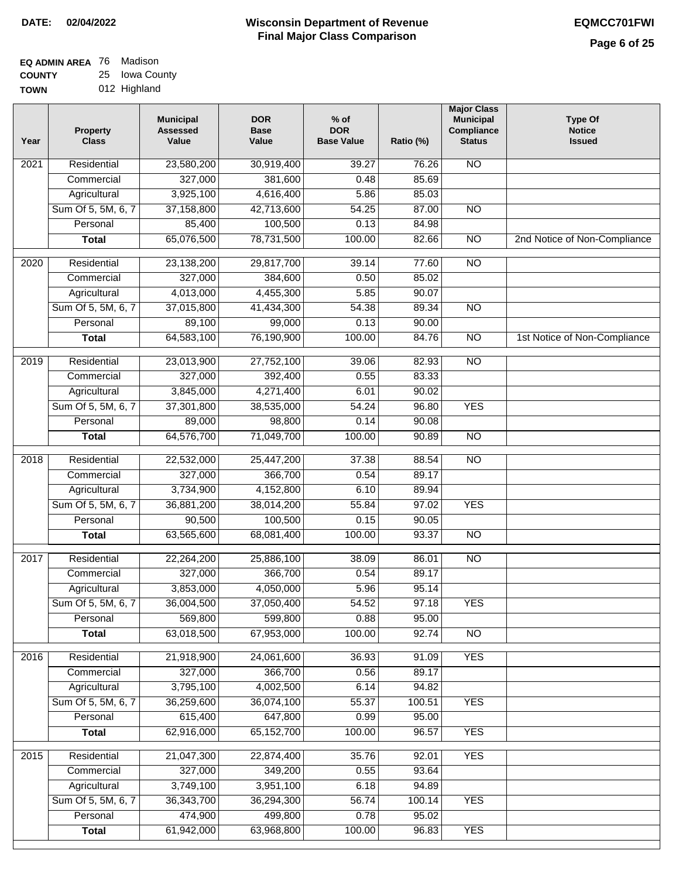**DATE: 02/04/2022**

# Wisconsin Department of Revenue
## Final Major Class Comparison

**EQMCC701FWI**

**EQ ADMIN AREA** 76 Madison
**COUNTY** 25 Iowa County
**TOWN** 012 Highland

| Year | Property Class | Municipal Assessed Value | DOR Base Value | % of DOR Base Value | Ratio (%) | Major Class Municipal Compliance Status | Type Of Notice Issued |
|---|---|---|---|---|---|---|---|
| 2021 | Residential | 23,580,200 | 30,919,400 | 39.27 | 76.26 | NO | |
| | Commercial | 327,000 | 381,600 | 0.48 | 85.69 | | |
| | Agricultural | 3,925,100 | 4,616,400 | 5.86 | 85.03 | | |
| | Sum Of 5, 5M, 6, 7 | 37,158,800 | 42,713,600 | 54.25 | 87.00 | NO | |
| | Personal | 85,400 | 100,500 | 0.13 | 84.98 | | |
| | **Total** | 65,076,500 | 78,731,500 | 100.00 | 82.66 | NO | 2nd Notice of Non-Compliance |
| 2020 | Residential | 23,138,200 | 29,817,700 | 39.14 | 77.60 | NO | |
| | Commercial | 327,000 | 384,600 | 0.50 | 85.02 | | |
| | Agricultural | 4,013,000 | 4,455,300 | 5.85 | 90.07 | | |
| | Sum Of 5, 5M, 6, 7 | 37,015,800 | 41,434,300 | 54.38 | 89.34 | NO | |
| | Personal | 89,100 | 99,000 | 0.13 | 90.00 | | |
| | **Total** | 64,583,100 | 76,190,900 | 100.00 | 84.76 | NO | 1st Notice of Non-Compliance |
| 2019 | Residential | 23,013,900 | 27,752,100 | 39.06 | 82.93 | NO | |
| | Commercial | 327,000 | 392,400 | 0.55 | 83.33 | | |
| | Agricultural | 3,845,000 | 4,271,400 | 6.01 | 90.02 | | |
| | Sum Of 5, 5M, 6, 7 | 37,301,800 | 38,535,000 | 54.24 | 96.80 | YES | |
| | Personal | 89,000 | 98,800 | 0.14 | 90.08 | | |
| | **Total** | 64,576,700 | 71,049,700 | 100.00 | 90.89 | NO | |
| 2018 | Residential | 22,532,000 | 25,447,200 | 37.38 | 88.54 | NO | |
| | Commercial | 327,000 | 366,700 | 0.54 | 89.17 | | |
| | Agricultural | 3,734,900 | 4,152,800 | 6.10 | 89.94 | | |
| | Sum Of 5, 5M, 6, 7 | 36,881,200 | 38,014,200 | 55.84 | 97.02 | YES | |
| | Personal | 90,500 | 100,500 | 0.15 | 90.05 | | |
| | **Total** | 63,565,600 | 68,081,400 | 100.00 | 93.37 | NO | |
| 2017 | Residential | 22,264,200 | 25,886,100 | 38.09 | 86.01 | NO | |
| | Commercial | 327,000 | 366,700 | 0.54 | 89.17 | | |
| | Agricultural | 3,853,000 | 4,050,000 | 5.96 | 95.14 | | |
| | Sum Of 5, 5M, 6, 7 | 36,004,500 | 37,050,400 | 54.52 | 97.18 | YES | |
| | Personal | 569,800 | 599,800 | 0.88 | 95.00 | | |
| | **Total** | 63,018,500 | 67,953,000 | 100.00 | 92.74 | NO | |
| 2016 | Residential | 21,918,900 | 24,061,600 | 36.93 | 91.09 | YES | |
| | Commercial | 327,000 | 366,700 | 0.56 | 89.17 | | |
| | Agricultural | 3,795,100 | 4,002,500 | 6.14 | 94.82 | | |
| | Sum Of 5, 5M, 6, 7 | 36,259,600 | 36,074,100 | 55.37 | 100.51 | YES | |
| | Personal | 615,400 | 647,800 | 0.99 | 95.00 | | |
| | **Total** | 62,916,000 | 65,152,700 | 100.00 | 96.57 | YES | |
| 2015 | Residential | 21,047,300 | 22,874,400 | 35.76 | 92.01 | YES | |
| | Commercial | 327,000 | 349,200 | 0.55 | 93.64 | | |
| | Agricultural | 3,749,100 | 3,951,100 | 6.18 | 94.89 | | |
| | Sum Of 5, 5M, 6, 7 | 36,343,700 | 36,294,300 | 56.74 | 100.14 | YES | |
| | Personal | 474,900 | 499,800 | 0.78 | 95.02 | | |
| | **Total** | 61,942,000 | 63,968,800 | 100.00 | 96.83 | YES | |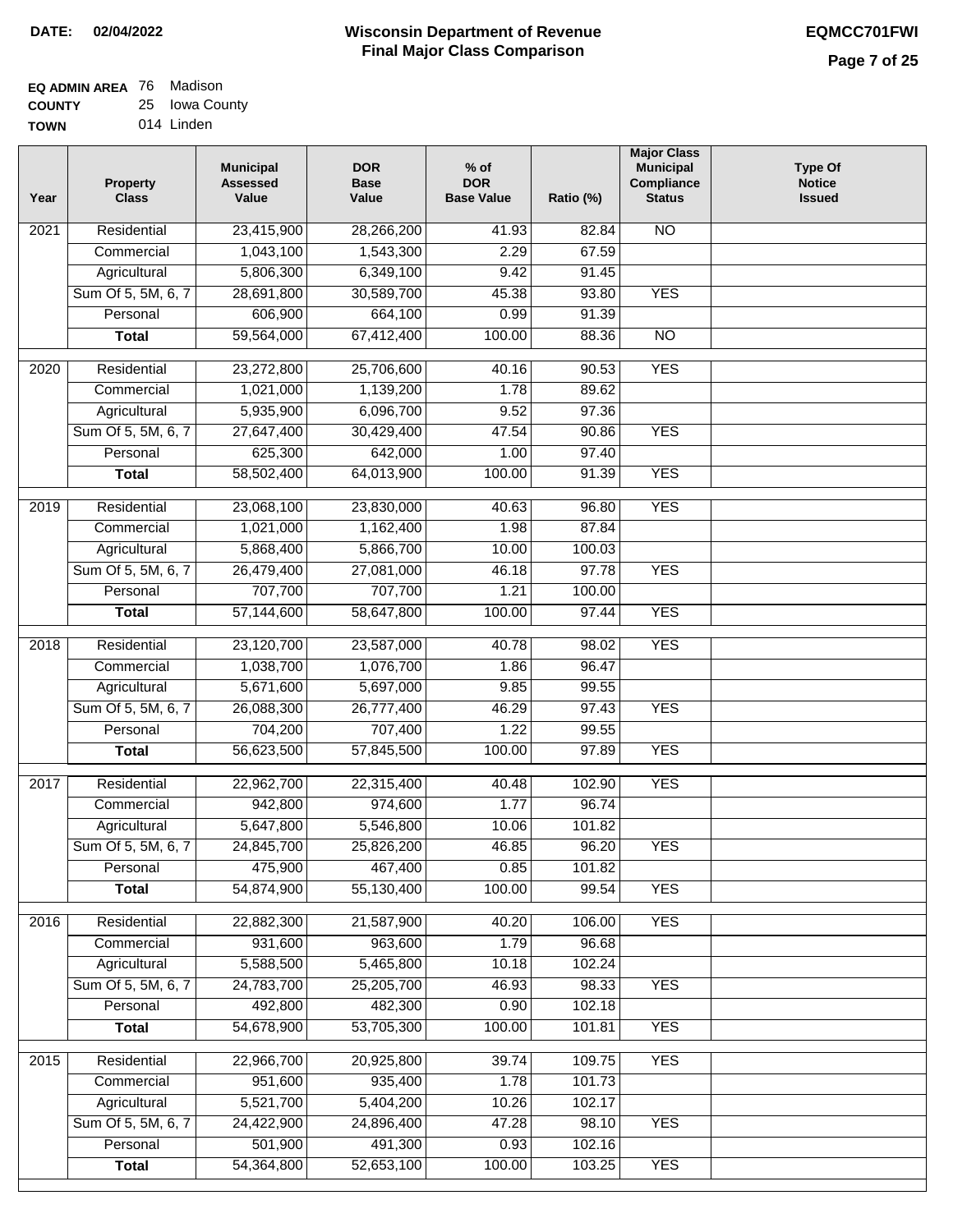**DATE:** 02/04/2022

# Wisconsin Department of Revenue
## Final Major Class Comparison

**EQMCC701FWI**

**EQ ADMIN AREA** 76 Madison
**COUNTY** 25 Iowa County
**TOWN** 014 Linden

| Year | Property Class | Municipal Assessed Value | DOR Base Value | % of DOR Base Value | Ratio (%) | Major Class Municipal Compliance Status | Type Of Notice Issued |
|---|---|---|---|---|---|---|---|
| 2021 | Residential | 23,415,900 | 28,266,200 | 41.93 | 82.84 | NO | |
| | Commercial | 1,043,100 | 1,543,300 | 2.29 | 67.59 | | |
| | Agricultural | 5,806,300 | 6,349,100 | 9.42 | 91.45 | | |
| | Sum Of 5, 5M, 6, 7 | 28,691,800 | 30,589,700 | 45.38 | 93.80 | YES | |
| | Personal | 606,900 | 664,100 | 0.99 | 91.39 | | |
| | **Total** | 59,564,000 | 67,412,400 | 100.00 | 88.36 | NO | |
| 2020 | Residential | 23,272,800 | 25,706,600 | 40.16 | 90.53 | YES | |
| | Commercial | 1,021,000 | 1,139,200 | 1.78 | 89.62 | | |
| | Agricultural | 5,935,900 | 6,096,700 | 9.52 | 97.36 | | |
| | Sum Of 5, 5M, 6, 7 | 27,647,400 | 30,429,400 | 47.54 | 90.86 | YES | |
| | Personal | 625,300 | 642,000 | 1.00 | 97.40 | | |
| | **Total** | 58,502,400 | 64,013,900 | 100.00 | 91.39 | YES | |
| 2019 | Residential | 23,068,100 | 23,830,000 | 40.63 | 96.80 | YES | |
| | Commercial | 1,021,000 | 1,162,400 | 1.98 | 87.84 | | |
| | Agricultural | 5,868,400 | 5,866,700 | 10.00 | 100.03 | | |
| | Sum Of 5, 5M, 6, 7 | 26,479,400 | 27,081,000 | 46.18 | 97.78 | YES | |
| | Personal | 707,700 | 707,700 | 1.21 | 100.00 | | |
| | **Total** | 57,144,600 | 58,647,800 | 100.00 | 97.44 | YES | |
| 2018 | Residential | 23,120,700 | 23,587,000 | 40.78 | 98.02 | YES | |
| | Commercial | 1,038,700 | 1,076,700 | 1.86 | 96.47 | | |
| | Agricultural | 5,671,600 | 5,697,000 | 9.85 | 99.55 | | |
| | Sum Of 5, 5M, 6, 7 | 26,088,300 | 26,777,400 | 46.29 | 97.43 | YES | |
| | Personal | 704,200 | 707,400 | 1.22 | 99.55 | | |
| | **Total** | 56,623,500 | 57,845,500 | 100.00 | 97.89 | YES | |
| 2017 | Residential | 22,962,700 | 22,315,400 | 40.48 | 102.90 | YES | |
| | Commercial | 942,800 | 974,600 | 1.77 | 96.74 | | |
| | Agricultural | 5,647,800 | 5,546,800 | 10.06 | 101.82 | | |
| | Sum Of 5, 5M, 6, 7 | 24,845,700 | 25,826,200 | 46.85 | 96.20 | YES | |
| | Personal | 475,900 | 467,400 | 0.85 | 101.82 | | |
| | **Total** | 54,874,900 | 55,130,400 | 100.00 | 99.54 | YES | |
| 2016 | Residential | 22,882,300 | 21,587,900 | 40.20 | 106.00 | YES | |
| | Commercial | 931,600 | 963,600 | 1.79 | 96.68 | | |
| | Agricultural | 5,588,500 | 5,465,800 | 10.18 | 102.24 | | |
| | Sum Of 5, 5M, 6, 7 | 24,783,700 | 25,205,700 | 46.93 | 98.33 | YES | |
| | Personal | 492,800 | 482,300 | 0.90 | 102.18 | | |
| | **Total** | 54,678,900 | 53,705,300 | 100.00 | 101.81 | YES | |
| 2015 | Residential | 22,966,700 | 20,925,800 | 39.74 | 109.75 | YES | |
| | Commercial | 951,600 | 935,400 | 1.78 | 101.73 | | |
| | Agricultural | 5,521,700 | 5,404,200 | 10.26 | 102.17 | | |
| | Sum Of 5, 5M, 6, 7 | 24,422,900 | 24,896,400 | 47.28 | 98.10 | YES | |
| | Personal | 501,900 | 491,300 | 0.93 | 102.16 | | |
| | **Total** | 54,364,800 | 52,653,100 | 100.00 | 103.25 | YES | |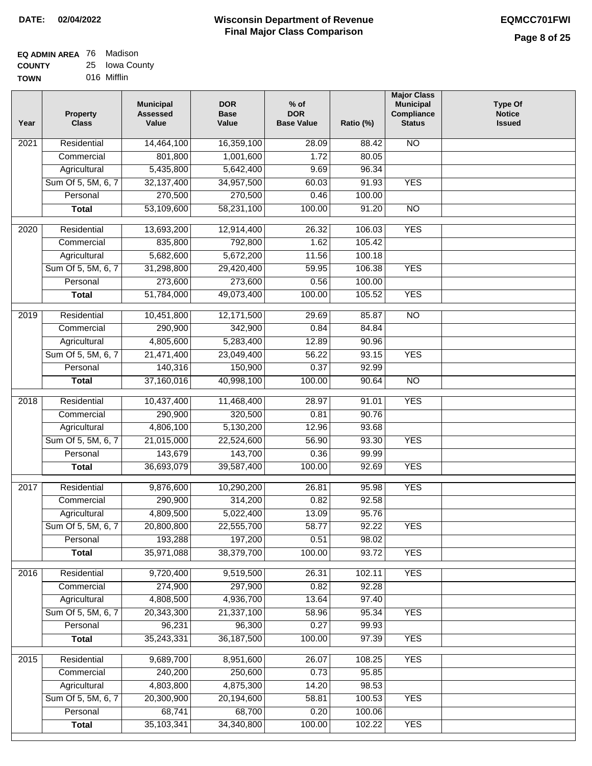**DATE:** 02/04/2022

# Wisconsin Department of Revenue
## Final Major Class Comparison

**EQMCC701FWI**

**EQ ADMIN AREA** 76 Madison
**COUNTY** 25 Iowa County
**TOWN** 016 Mifflin

| Year | Property Class | Municipal Assessed Value | DOR Base Value | % of DOR Base Value | Ratio (%) | Major Class Municipal Compliance Status | Type Of Notice Issued |
|---|---|---|---|---|---|---|---|
| 2021 | Residential | 14,464,100 | 16,359,100 | 28.09 | 88.42 | NO | |
| | Commercial | 801,800 | 1,001,600 | 1.72 | 80.05 | | |
| | Agricultural | 5,435,800 | 5,642,400 | 9.69 | 96.34 | | |
| | Sum Of 5, 5M, 6, 7 | 32,137,400 | 34,957,500 | 60.03 | 91.93 | YES | |
| | Personal | 270,500 | 270,500 | 0.46 | 100.00 | | |
| | **Total** | 53,109,600 | 58,231,100 | 100.00 | 91.20 | NO | |
| 2020 | Residential | 13,693,200 | 12,914,400 | 26.32 | 106.03 | YES | |
| | Commercial | 835,800 | 792,800 | 1.62 | 105.42 | | |
| | Agricultural | 5,682,600 | 5,672,200 | 11.56 | 100.18 | | |
| | Sum Of 5, 5M, 6, 7 | 31,298,800 | 29,420,400 | 59.95 | 106.38 | YES | |
| | Personal | 273,600 | 273,600 | 0.56 | 100.00 | | |
| | **Total** | 51,784,000 | 49,073,400 | 100.00 | 105.52 | YES | |
| 2019 | Residential | 10,451,800 | 12,171,500 | 29.69 | 85.87 | NO | |
| | Commercial | 290,900 | 342,900 | 0.84 | 84.84 | | |
| | Agricultural | 4,805,600 | 5,283,400 | 12.89 | 90.96 | | |
| | Sum Of 5, 5M, 6, 7 | 21,471,400 | 23,049,400 | 56.22 | 93.15 | YES | |
| | Personal | 140,316 | 150,900 | 0.37 | 92.99 | | |
| | **Total** | 37,160,016 | 40,998,100 | 100.00 | 90.64 | NO | |
| 2018 | Residential | 10,437,400 | 11,468,400 | 28.97 | 91.01 | YES | |
| | Commercial | 290,900 | 320,500 | 0.81 | 90.76 | | |
| | Agricultural | 4,806,100 | 5,130,200 | 12.96 | 93.68 | | |
| | Sum Of 5, 5M, 6, 7 | 21,015,000 | 22,524,600 | 56.90 | 93.30 | YES | |
| | Personal | 143,679 | 143,700 | 0.36 | 99.99 | | |
| | **Total** | 36,693,079 | 39,587,400 | 100.00 | 92.69 | YES | |
| 2017 | Residential | 9,876,600 | 10,290,200 | 26.81 | 95.98 | YES | |
| | Commercial | 290,900 | 314,200 | 0.82 | 92.58 | | |
| | Agricultural | 4,809,500 | 5,022,400 | 13.09 | 95.76 | | |
| | Sum Of 5, 5M, 6, 7 | 20,800,800 | 22,555,700 | 58.77 | 92.22 | YES | |
| | Personal | 193,288 | 197,200 | 0.51 | 98.02 | | |
| | **Total** | 35,971,088 | 38,379,700 | 100.00 | 93.72 | YES | |
| 2016 | Residential | 9,720,400 | 9,519,500 | 26.31 | 102.11 | YES | |
| | Commercial | 274,900 | 297,900 | 0.82 | 92.28 | | |
| | Agricultural | 4,808,500 | 4,936,700 | 13.64 | 97.40 | | |
| | Sum Of 5, 5M, 6, 7 | 20,343,300 | 21,337,100 | 58.96 | 95.34 | YES | |
| | Personal | 96,231 | 96,300 | 0.27 | 99.93 | | |
| | **Total** | 35,243,331 | 36,187,500 | 100.00 | 97.39 | YES | |
| 2015 | Residential | 9,689,700 | 8,951,600 | 26.07 | 108.25 | YES | |
| | Commercial | 240,200 | 250,600 | 0.73 | 95.85 | | |
| | Agricultural | 4,803,800 | 4,875,300 | 14.20 | 98.53 | | |
| | Sum Of 5, 5M, 6, 7 | 20,300,900 | 20,194,600 | 58.81 | 100.53 | YES | |
| | Personal | 68,741 | 68,700 | 0.20 | 100.06 | | |
| | **Total** | 35,103,341 | 34,340,800 | 100.00 | 102.22 | YES | |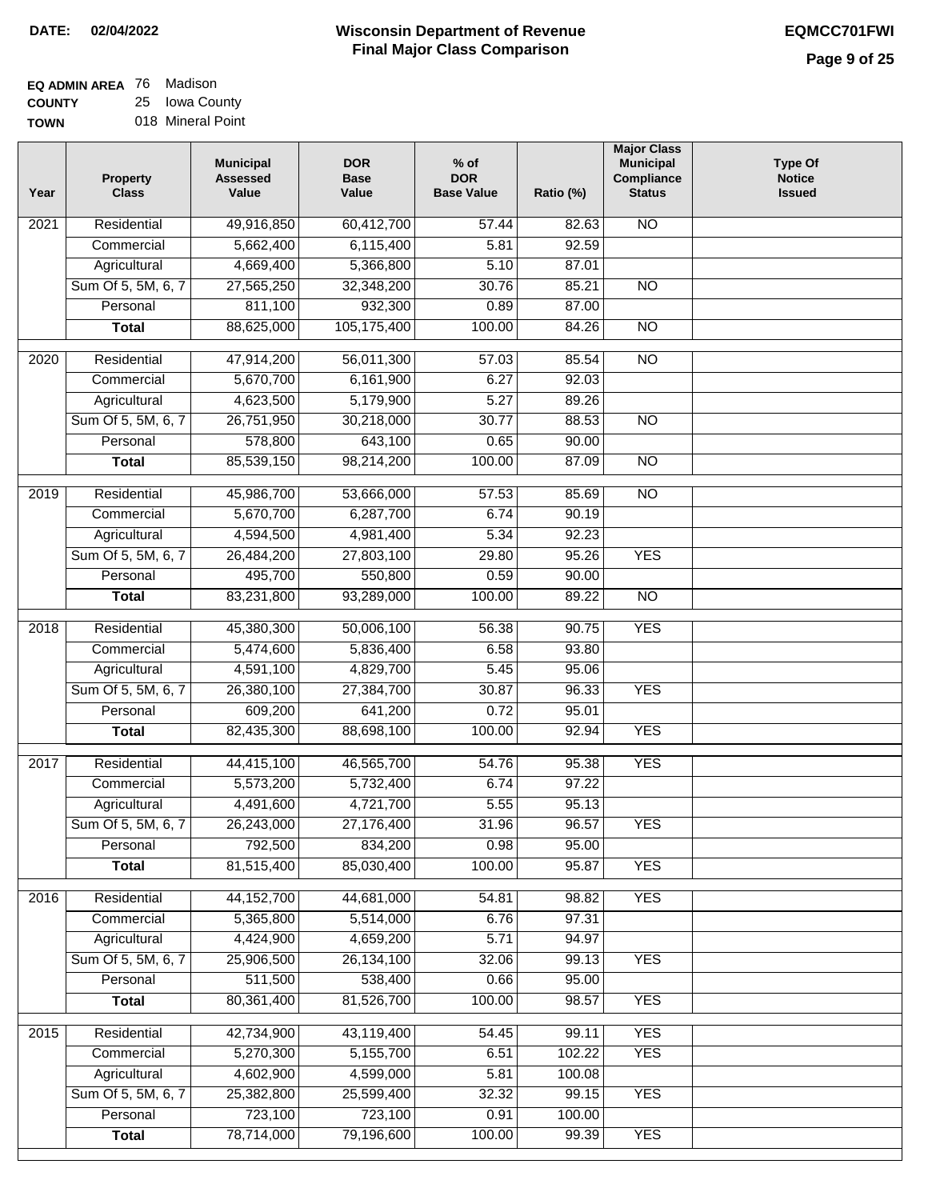**DATE:** 02/04/2022

# Wisconsin Department of Revenue
## Final Major Class Comparison

EQMCC701FWI

**EQ ADMIN AREA** 76 Madison
**COUNTY** 25 Iowa County
**TOWN** 018 Mineral Point

| Year | Property Class | Municipal Assessed Value | DOR Base Value | % of DOR Base Value | Ratio (%) | Major Class Municipal Compliance Status | Type Of Notice Issued |
|---|---|---|---|---|---|---|---|
| 2021 | Residential | 49,916,850 | 60,412,700 | 57.44 | 82.63 | NO | |
| | Commercial | 5,662,400 | 6,115,400 | 5.81 | 92.59 | | |
| | Agricultural | 4,669,400 | 5,366,800 | 5.10 | 87.01 | | |
| | Sum Of 5, 5M, 6, 7 | 27,565,250 | 32,348,200 | 30.76 | 85.21 | NO | |
| | Personal | 811,100 | 932,300 | 0.89 | 87.00 | | |
| | **Total** | 88,625,000 | 105,175,400 | 100.00 | 84.26 | NO | |
| 2020 | Residential | 47,914,200 | 56,011,300 | 57.03 | 85.54 | NO | |
| | Commercial | 5,670,700 | 6,161,900 | 6.27 | 92.03 | | |
| | Agricultural | 4,623,500 | 5,179,900 | 5.27 | 89.26 | | |
| | Sum Of 5, 5M, 6, 7 | 26,751,950 | 30,218,000 | 30.77 | 88.53 | NO | |
| | Personal | 578,800 | 643,100 | 0.65 | 90.00 | | |
| | **Total** | 85,539,150 | 98,214,200 | 100.00 | 87.09 | NO | |
| 2019 | Residential | 45,986,700 | 53,666,000 | 57.53 | 85.69 | NO | |
| | Commercial | 5,670,700 | 6,287,700 | 6.74 | 90.19 | | |
| | Agricultural | 4,594,500 | 4,981,400 | 5.34 | 92.23 | | |
| | Sum Of 5, 5M, 6, 7 | 26,484,200 | 27,803,100 | 29.80 | 95.26 | YES | |
| | Personal | 495,700 | 550,800 | 0.59 | 90.00 | | |
| | **Total** | 83,231,800 | 93,289,000 | 100.00 | 89.22 | NO | |
| 2018 | Residential | 45,380,300 | 50,006,100 | 56.38 | 90.75 | YES | |
| | Commercial | 5,474,600 | 5,836,400 | 6.58 | 93.80 | | |
| | Agricultural | 4,591,100 | 4,829,700 | 5.45 | 95.06 | | |
| | Sum Of 5, 5M, 6, 7 | 26,380,100 | 27,384,700 | 30.87 | 96.33 | YES | |
| | Personal | 609,200 | 641,200 | 0.72 | 95.01 | | |
| | **Total** | 82,435,300 | 88,698,100 | 100.00 | 92.94 | YES | |
| 2017 | Residential | 44,415,100 | 46,565,700 | 54.76 | 95.38 | YES | |
| | Commercial | 5,573,200 | 5,732,400 | 6.74 | 97.22 | | |
| | Agricultural | 4,491,600 | 4,721,700 | 5.55 | 95.13 | | |
| | Sum Of 5, 5M, 6, 7 | 26,243,000 | 27,176,400 | 31.96 | 96.57 | YES | |
| | Personal | 792,500 | 834,200 | 0.98 | 95.00 | | |
| | **Total** | 81,515,400 | 85,030,400 | 100.00 | 95.87 | YES | |
| 2016 | Residential | 44,152,700 | 44,681,000 | 54.81 | 98.82 | YES | |
| | Commercial | 5,365,800 | 5,514,000 | 6.76 | 97.31 | | |
| | Agricultural | 4,424,900 | 4,659,200 | 5.71 | 94.97 | | |
| | Sum Of 5, 5M, 6, 7 | 25,906,500 | 26,134,100 | 32.06 | 99.13 | YES | |
| | Personal | 511,500 | 538,400 | 0.66 | 95.00 | | |
| | **Total** | 80,361,400 | 81,526,700 | 100.00 | 98.57 | YES | |
| 2015 | Residential | 42,734,900 | 43,119,400 | 54.45 | 99.11 | YES | |
| | Commercial | 5,270,300 | 5,155,700 | 6.51 | 102.22 | YES | |
| | Agricultural | 4,602,900 | 4,599,000 | 5.81 | 100.08 | | |
| | Sum Of 5, 5M, 6, 7 | 25,382,800 | 25,599,400 | 32.32 | 99.15 | YES | |
| | Personal | 723,100 | 723,100 | 0.91 | 100.00 | | |
| | **Total** | 78,714,000 | 79,196,600 | 100.00 | 99.39 | YES | |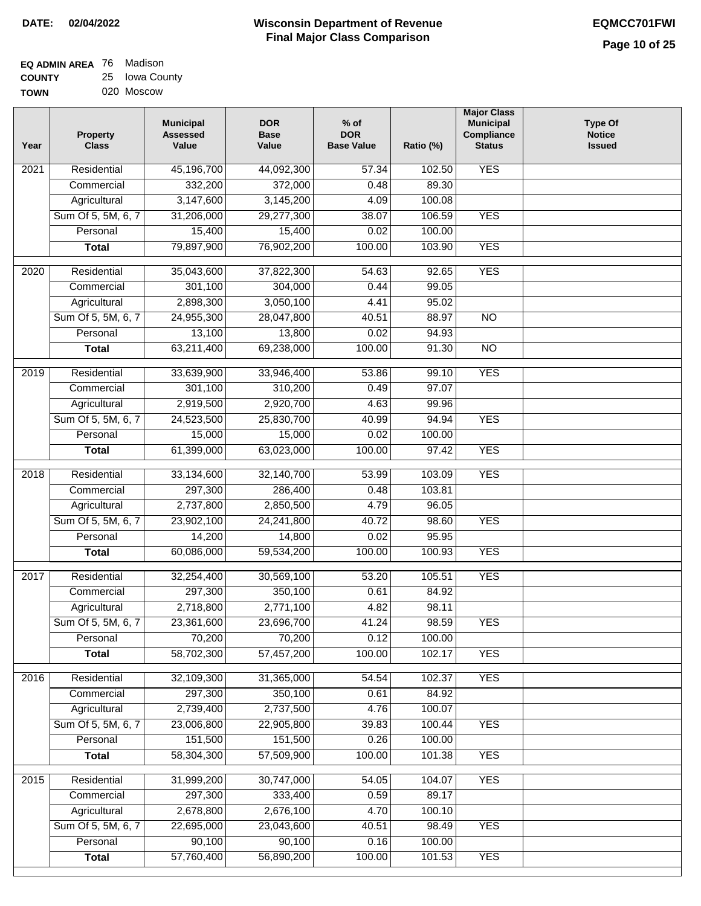**DATE:** 02/04/2022

# Wisconsin Department of Revenue
## Final Major Class Comparison

**EQMCC701FWI**

**EQ ADMIN AREA** 76 Madison
**COUNTY** 25 Iowa County
**TOWN** 020 Moscow

| Year | Property Class | Municipal Assessed Value | DOR Base Value | % of DOR Base Value | Ratio (%) | Major Class Municipal Compliance Status | Type Of Notice Issued |
|---|---|---|---|---|---|---|---|
| 2021 | Residential | 45,196,700 | 44,092,300 | 57.34 | 102.50 | YES | |
| | Commercial | 332,200 | 372,000 | 0.48 | 89.30 | | |
| | Agricultural | 3,147,600 | 3,145,200 | 4.09 | 100.08 | | |
| | Sum Of 5, 5M, 6, 7 | 31,206,000 | 29,277,300 | 38.07 | 106.59 | YES | |
| | Personal | 15,400 | 15,400 | 0.02 | 100.00 | | |
| | **Total** | 79,897,900 | 76,902,200 | 100.00 | 103.90 | YES | |
| 2020 | Residential | 35,043,600 | 37,822,300 | 54.63 | 92.65 | YES | |
| | Commercial | 301,100 | 304,000 | 0.44 | 99.05 | | |
| | Agricultural | 2,898,300 | 3,050,100 | 4.41 | 95.02 | | |
| | Sum Of 5, 5M, 6, 7 | 24,955,300 | 28,047,800 | 40.51 | 88.97 | NO | |
| | Personal | 13,100 | 13,800 | 0.02 | 94.93 | | |
| | **Total** | 63,211,400 | 69,238,000 | 100.00 | 91.30 | NO | |
| 2019 | Residential | 33,639,900 | 33,946,400 | 53.86 | 99.10 | YES | |
| | Commercial | 301,100 | 310,200 | 0.49 | 97.07 | | |
| | Agricultural | 2,919,500 | 2,920,700 | 4.63 | 99.96 | | |
| | Sum Of 5, 5M, 6, 7 | 24,523,500 | 25,830,700 | 40.99 | 94.94 | YES | |
| | Personal | 15,000 | 15,000 | 0.02 | 100.00 | | |
| | **Total** | 61,399,000 | 63,023,000 | 100.00 | 97.42 | YES | |
| 2018 | Residential | 33,134,600 | 32,140,700 | 53.99 | 103.09 | YES | |
| | Commercial | 297,300 | 286,400 | 0.48 | 103.81 | | |
| | Agricultural | 2,737,800 | 2,850,500 | 4.79 | 96.05 | | |
| | Sum Of 5, 5M, 6, 7 | 23,902,100 | 24,241,800 | 40.72 | 98.60 | YES | |
| | Personal | 14,200 | 14,800 | 0.02 | 95.95 | | |
| | **Total** | 60,086,000 | 59,534,200 | 100.00 | 100.93 | YES | |
| 2017 | Residential | 32,254,400 | 30,569,100 | 53.20 | 105.51 | YES | |
| | Commercial | 297,300 | 350,100 | 0.61 | 84.92 | | |
| | Agricultural | 2,718,800 | 2,771,100 | 4.82 | 98.11 | | |
| | Sum Of 5, 5M, 6, 7 | 23,361,600 | 23,696,700 | 41.24 | 98.59 | YES | |
| | Personal | 70,200 | 70,200 | 0.12 | 100.00 | | |
| | **Total** | 58,702,300 | 57,457,200 | 100.00 | 102.17 | YES | |
| 2016 | Residential | 32,109,300 | 31,365,000 | 54.54 | 102.37 | YES | |
| | Commercial | 297,300 | 350,100 | 0.61 | 84.92 | | |
| | Agricultural | 2,739,400 | 2,737,500 | 4.76 | 100.07 | | |
| | Sum Of 5, 5M, 6, 7 | 23,006,800 | 22,905,800 | 39.83 | 100.44 | YES | |
| | Personal | 151,500 | 151,500 | 0.26 | 100.00 | | |
| | **Total** | 58,304,300 | 57,509,900 | 100.00 | 101.38 | YES | |
| 2015 | Residential | 31,999,200 | 30,747,000 | 54.05 | 104.07 | YES | |
| | Commercial | 297,300 | 333,400 | 0.59 | 89.17 | | |
| | Agricultural | 2,678,800 | 2,676,100 | 4.70 | 100.10 | | |
| | Sum Of 5, 5M, 6, 7 | 22,695,000 | 23,043,600 | 40.51 | 98.49 | YES | |
| | Personal | 90,100 | 90,100 | 0.16 | 100.00 | | |
| | **Total** | 57,760,400 | 56,890,200 | 100.00 | 101.53 | YES | |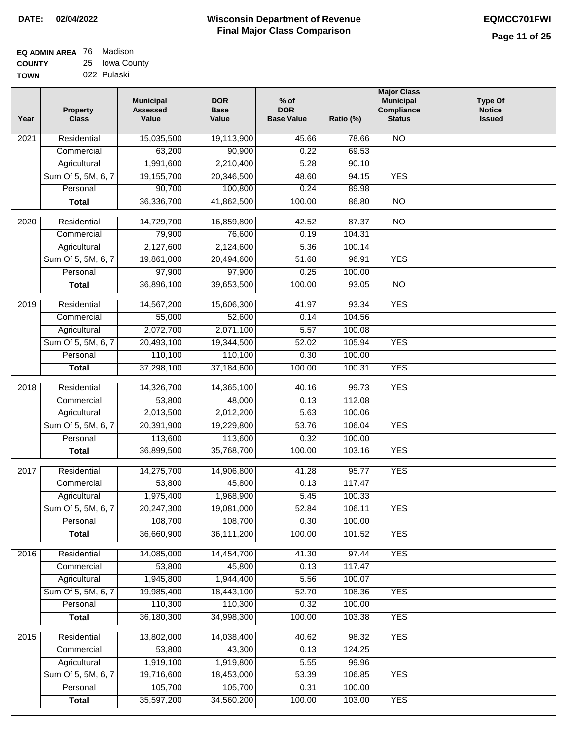**DATE:** 02/04/2022

# Wisconsin Department of Revenue Final Major Class Comparison

**EQMCC701FWI**

**EQ ADMIN AREA** 76 Madison
**COUNTY** 25 Iowa County
**TOWN** 022 Pulaski

| Year | Property Class | Municipal Assessed Value | DOR Base Value | % of DOR Base Value | Ratio (%) | Major Class Municipal Compliance Status | Type Of Notice Issued |
|---|---|---|---|---|---|---|---|
| 2021 | Residential | 15,035,500 | 19,113,900 | 45.66 | 78.66 | NO | |
| | Commercial | 63,200 | 90,900 | 0.22 | 69.53 | | |
| | Agricultural | 1,991,600 | 2,210,400 | 5.28 | 90.10 | | |
| | Sum Of 5, 5M, 6, 7 | 19,155,700 | 20,346,500 | 48.60 | 94.15 | YES | |
| | Personal | 90,700 | 100,800 | 0.24 | 89.98 | | |
| | **Total** | 36,336,700 | 41,862,500 | 100.00 | 86.80 | NO | |
| 2020 | Residential | 14,729,700 | 16,859,800 | 42.52 | 87.37 | NO | |
| | Commercial | 79,900 | 76,600 | 0.19 | 104.31 | | |
| | Agricultural | 2,127,600 | 2,124,600 | 5.36 | 100.14 | | |
| | Sum Of 5, 5M, 6, 7 | 19,861,000 | 20,494,600 | 51.68 | 96.91 | YES | |
| | Personal | 97,900 | 97,900 | 0.25 | 100.00 | | |
| | **Total** | 36,896,100 | 39,653,500 | 100.00 | 93.05 | NO | |
| 2019 | Residential | 14,567,200 | 15,606,300 | 41.97 | 93.34 | YES | |
| | Commercial | 55,000 | 52,600 | 0.14 | 104.56 | | |
| | Agricultural | 2,072,700 | 2,071,100 | 5.57 | 100.08 | | |
| | Sum Of 5, 5M, 6, 7 | 20,493,100 | 19,344,500 | 52.02 | 105.94 | YES | |
| | Personal | 110,100 | 110,100 | 0.30 | 100.00 | | |
| | **Total** | 37,298,100 | 37,184,600 | 100.00 | 100.31 | YES | |
| 2018 | Residential | 14,326,700 | 14,365,100 | 40.16 | 99.73 | YES | |
| | Commercial | 53,800 | 48,000 | 0.13 | 112.08 | | |
| | Agricultural | 2,013,500 | 2,012,200 | 5.63 | 100.06 | | |
| | Sum Of 5, 5M, 6, 7 | 20,391,900 | 19,229,800 | 53.76 | 106.04 | YES | |
| | Personal | 113,600 | 113,600 | 0.32 | 100.00 | | |
| | **Total** | 36,899,500 | 35,768,700 | 100.00 | 103.16 | YES | |
| 2017 | Residential | 14,275,700 | 14,906,800 | 41.28 | 95.77 | YES | |
| | Commercial | 53,800 | 45,800 | 0.13 | 117.47 | | |
| | Agricultural | 1,975,400 | 1,968,900 | 5.45 | 100.33 | | |
| | Sum Of 5, 5M, 6, 7 | 20,247,300 | 19,081,000 | 52.84 | 106.11 | YES | |
| | Personal | 108,700 | 108,700 | 0.30 | 100.00 | | |
| | **Total** | 36,660,900 | 36,111,200 | 100.00 | 101.52 | YES | |
| 2016 | Residential | 14,085,000 | 14,454,700 | 41.30 | 97.44 | YES | |
| | Commercial | 53,800 | 45,800 | 0.13 | 117.47 | | |
| | Agricultural | 1,945,800 | 1,944,400 | 5.56 | 100.07 | | |
| | Sum Of 5, 5M, 6, 7 | 19,985,400 | 18,443,100 | 52.70 | 108.36 | YES | |
| | Personal | 110,300 | 110,300 | 0.32 | 100.00 | | |
| | **Total** | 36,180,300 | 34,998,300 | 100.00 | 103.38 | YES | |
| 2015 | Residential | 13,802,000 | 14,038,400 | 40.62 | 98.32 | YES | |
| | Commercial | 53,800 | 43,300 | 0.13 | 124.25 | | |
| | Agricultural | 1,919,100 | 1,919,800 | 5.55 | 99.96 | | |
| | Sum Of 5, 5M, 6, 7 | 19,716,600 | 18,453,000 | 53.39 | 106.85 | YES | |
| | Personal | 105,700 | 105,700 | 0.31 | 100.00 | | |
| | **Total** | 35,597,200 | 34,560,200 | 100.00 | 103.00 | YES | |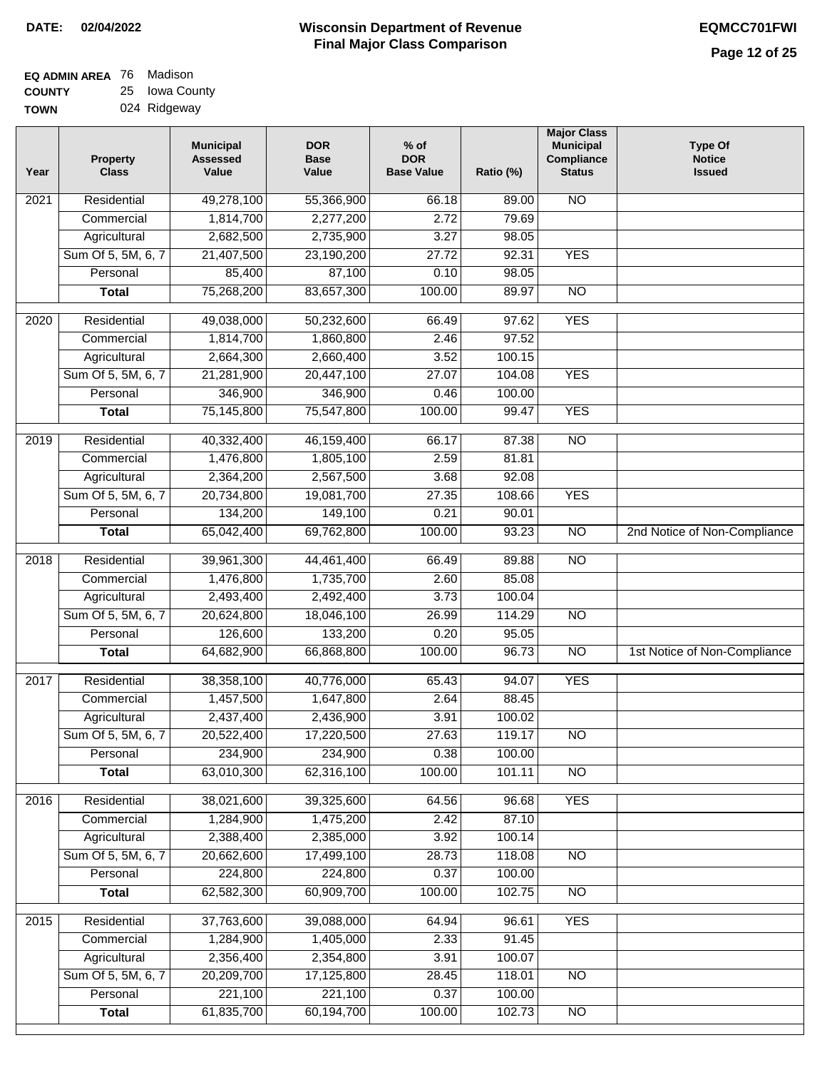**DATE: 02/04/2022**

# Wisconsin Department of Revenue
## Final Major Class Comparison

**EQMCC701FWI**

**EQ ADMIN AREA** 76 Madison
**COUNTY** 25 Iowa County
**TOWN** 024 Ridgeway

| Year | Property Class | Municipal Assessed Value | DOR Base Value | % of DOR Base Value | Ratio (%) | Major Class Municipal Compliance Status | Type Of Notice Issued |
|---|---|---|---|---|---|---|---|
| 2021 | Residential | 49,278,100 | 55,366,900 | 66.18 | 89.00 | NO | |
| | Commercial | 1,814,700 | 2,277,200 | 2.72 | 79.69 | | |
| | Agricultural | 2,682,500 | 2,735,900 | 3.27 | 98.05 | | |
| | Sum Of 5, 5M, 6, 7 | 21,407,500 | 23,190,200 | 27.72 | 92.31 | YES | |
| | Personal | 85,400 | 87,100 | 0.10 | 98.05 | | |
| | **Total** | 75,268,200 | 83,657,300 | 100.00 | 89.97 | NO | |
| 2020 | Residential | 49,038,000 | 50,232,600 | 66.49 | 97.62 | YES | |
| | Commercial | 1,814,700 | 1,860,800 | 2.46 | 97.52 | | |
| | Agricultural | 2,664,300 | 2,660,400 | 3.52 | 100.15 | | |
| | Sum Of 5, 5M, 6, 7 | 21,281,900 | 20,447,100 | 27.07 | 104.08 | YES | |
| | Personal | 346,900 | 346,900 | 0.46 | 100.00 | | |
| | **Total** | 75,145,800 | 75,547,800 | 100.00 | 99.47 | YES | |
| 2019 | Residential | 40,332,400 | 46,159,400 | 66.17 | 87.38 | NO | |
| | Commercial | 1,476,800 | 1,805,100 | 2.59 | 81.81 | | |
| | Agricultural | 2,364,200 | 2,567,500 | 3.68 | 92.08 | | |
| | Sum Of 5, 5M, 6, 7 | 20,734,800 | 19,081,700 | 27.35 | 108.66 | YES | |
| | Personal | 134,200 | 149,100 | 0.21 | 90.01 | | |
| | **Total** | 65,042,400 | 69,762,800 | 100.00 | 93.23 | NO | 2nd Notice of Non-Compliance |
| 2018 | Residential | 39,961,300 | 44,461,400 | 66.49 | 89.88 | NO | |
| | Commercial | 1,476,800 | 1,735,700 | 2.60 | 85.08 | | |
| | Agricultural | 2,493,400 | 2,492,400 | 3.73 | 100.04 | | |
| | Sum Of 5, 5M, 6, 7 | 20,624,800 | 18,046,100 | 26.99 | 114.29 | NO | |
| | Personal | 126,600 | 133,200 | 0.20 | 95.05 | | |
| | **Total** | 64,682,900 | 66,868,800 | 100.00 | 96.73 | NO | 1st Notice of Non-Compliance |
| 2017 | Residential | 38,358,100 | 40,776,000 | 65.43 | 94.07 | YES | |
| | Commercial | 1,457,500 | 1,647,800 | 2.64 | 88.45 | | |
| | Agricultural | 2,437,400 | 2,436,900 | 3.91 | 100.02 | | |
| | Sum Of 5, 5M, 6, 7 | 20,522,400 | 17,220,500 | 27.63 | 119.17 | NO | |
| | Personal | 234,900 | 234,900 | 0.38 | 100.00 | | |
| | **Total** | 63,010,300 | 62,316,100 | 100.00 | 101.11 | NO | |
| 2016 | Residential | 38,021,600 | 39,325,600 | 64.56 | 96.68 | YES | |
| | Commercial | 1,284,900 | 1,475,200 | 2.42 | 87.10 | | |
| | Agricultural | 2,388,400 | 2,385,000 | 3.92 | 100.14 | | |
| | Sum Of 5, 5M, 6, 7 | 20,662,600 | 17,499,100 | 28.73 | 118.08 | NO | |
| | Personal | 224,800 | 224,800 | 0.37 | 100.00 | | |
| | **Total** | 62,582,300 | 60,909,700 | 100.00 | 102.75 | NO | |
| 2015 | Residential | 37,763,600 | 39,088,000 | 64.94 | 96.61 | YES | |
| | Commercial | 1,284,900 | 1,405,000 | 2.33 | 91.45 | | |
| | Agricultural | 2,356,400 | 2,354,800 | 3.91 | 100.07 | | |
| | Sum Of 5, 5M, 6, 7 | 20,209,700 | 17,125,800 | 28.45 | 118.01 | NO | |
| | Personal | 221,100 | 221,100 | 0.37 | 100.00 | | |
| | **Total** | 61,835,700 | 60,194,700 | 100.00 | 102.73 | NO | |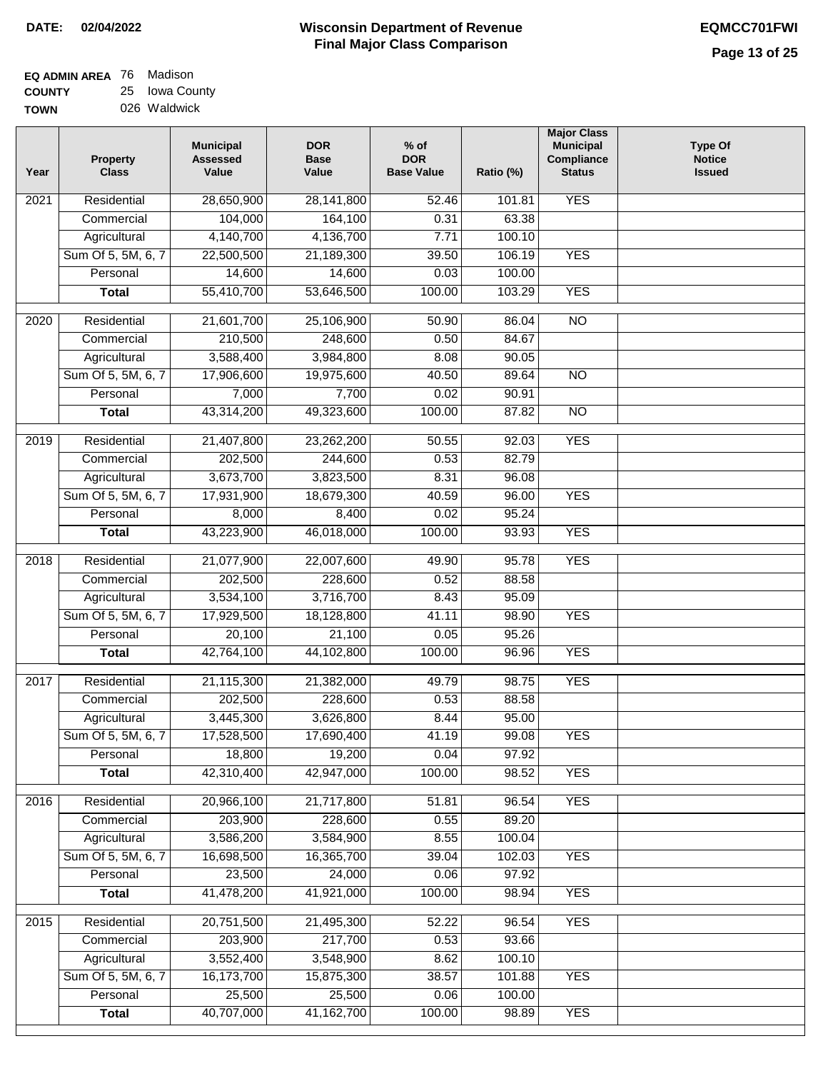**DATE: 02/04/2022**

# Wisconsin Department of Revenue
## Final Major Class Comparison

**EQMCC701FWI**

**EQ ADMIN AREA** 76 Madison
**COUNTY** 25 Iowa County
**TOWN** 026 Waldwick

| Year | Property Class | Municipal Assessed Value | DOR Base Value | % of DOR Base Value | Ratio (%) | Major Class Municipal Compliance Status | Type Of Notice Issued |
|---|---|---|---|---|---|---|---|
| 2021 | Residential | 28,650,900 | 28,141,800 | 52.46 | 101.81 | YES | |
| | Commercial | 104,000 | 164,100 | 0.31 | 63.38 | | |
| | Agricultural | 4,140,700 | 4,136,700 | 7.71 | 100.10 | | |
| | Sum Of 5, 5M, 6, 7 | 22,500,500 | 21,189,300 | 39.50 | 106.19 | YES | |
| | Personal | 14,600 | 14,600 | 0.03 | 100.00 | | |
| | **Total** | 55,410,700 | 53,646,500 | 100.00 | 103.29 | YES | |
| 2020 | Residential | 21,601,700 | 25,106,900 | 50.90 | 86.04 | NO | |
| | Commercial | 210,500 | 248,600 | 0.50 | 84.67 | | |
| | Agricultural | 3,588,400 | 3,984,800 | 8.08 | 90.05 | | |
| | Sum Of 5, 5M, 6, 7 | 17,906,600 | 19,975,600 | 40.50 | 89.64 | NO | |
| | Personal | 7,000 | 7,700 | 0.02 | 90.91 | | |
| | **Total** | 43,314,200 | 49,323,600 | 100.00 | 87.82 | NO | |
| 2019 | Residential | 21,407,800 | 23,262,200 | 50.55 | 92.03 | YES | |
| | Commercial | 202,500 | 244,600 | 0.53 | 82.79 | | |
| | Agricultural | 3,673,700 | 3,823,500 | 8.31 | 96.08 | | |
| | Sum Of 5, 5M, 6, 7 | 17,931,900 | 18,679,300 | 40.59 | 96.00 | YES | |
| | Personal | 8,000 | 8,400 | 0.02 | 95.24 | | |
| | **Total** | 43,223,900 | 46,018,000 | 100.00 | 93.93 | YES | |
| 2018 | Residential | 21,077,900 | 22,007,600 | 49.90 | 95.78 | YES | |
| | Commercial | 202,500 | 228,600 | 0.52 | 88.58 | | |
| | Agricultural | 3,534,100 | 3,716,700 | 8.43 | 95.09 | | |
| | Sum Of 5, 5M, 6, 7 | 17,929,500 | 18,128,800 | 41.11 | 98.90 | YES | |
| | Personal | 20,100 | 21,100 | 0.05 | 95.26 | | |
| | **Total** | 42,764,100 | 44,102,800 | 100.00 | 96.96 | YES | |
| 2017 | Residential | 21,115,300 | 21,382,000 | 49.79 | 98.75 | YES | |
| | Commercial | 202,500 | 228,600 | 0.53 | 88.58 | | |
| | Agricultural | 3,445,300 | 3,626,800 | 8.44 | 95.00 | | |
| | Sum Of 5, 5M, 6, 7 | 17,528,500 | 17,690,400 | 41.19 | 99.08 | YES | |
| | Personal | 18,800 | 19,200 | 0.04 | 97.92 | | |
| | **Total** | 42,310,400 | 42,947,000 | 100.00 | 98.52 | YES | |
| 2016 | Residential | 20,966,100 | 21,717,800 | 51.81 | 96.54 | YES | |
| | Commercial | 203,900 | 228,600 | 0.55 | 89.20 | | |
| | Agricultural | 3,586,200 | 3,584,900 | 8.55 | 100.04 | | |
| | Sum Of 5, 5M, 6, 7 | 16,698,500 | 16,365,700 | 39.04 | 102.03 | YES | |
| | Personal | 23,500 | 24,000 | 0.06 | 97.92 | | |
| | **Total** | 41,478,200 | 41,921,000 | 100.00 | 98.94 | YES | |
| 2015 | Residential | 20,751,500 | 21,495,300 | 52.22 | 96.54 | YES | |
| | Commercial | 203,900 | 217,700 | 0.53 | 93.66 | | |
| | Agricultural | 3,552,400 | 3,548,900 | 8.62 | 100.10 | | |
| | Sum Of 5, 5M, 6, 7 | 16,173,700 | 15,875,300 | 38.57 | 101.88 | YES | |
| | Personal | 25,500 | 25,500 | 0.06 | 100.00 | | |
| | **Total** | 40,707,000 | 41,162,700 | 100.00 | 98.89 | YES | |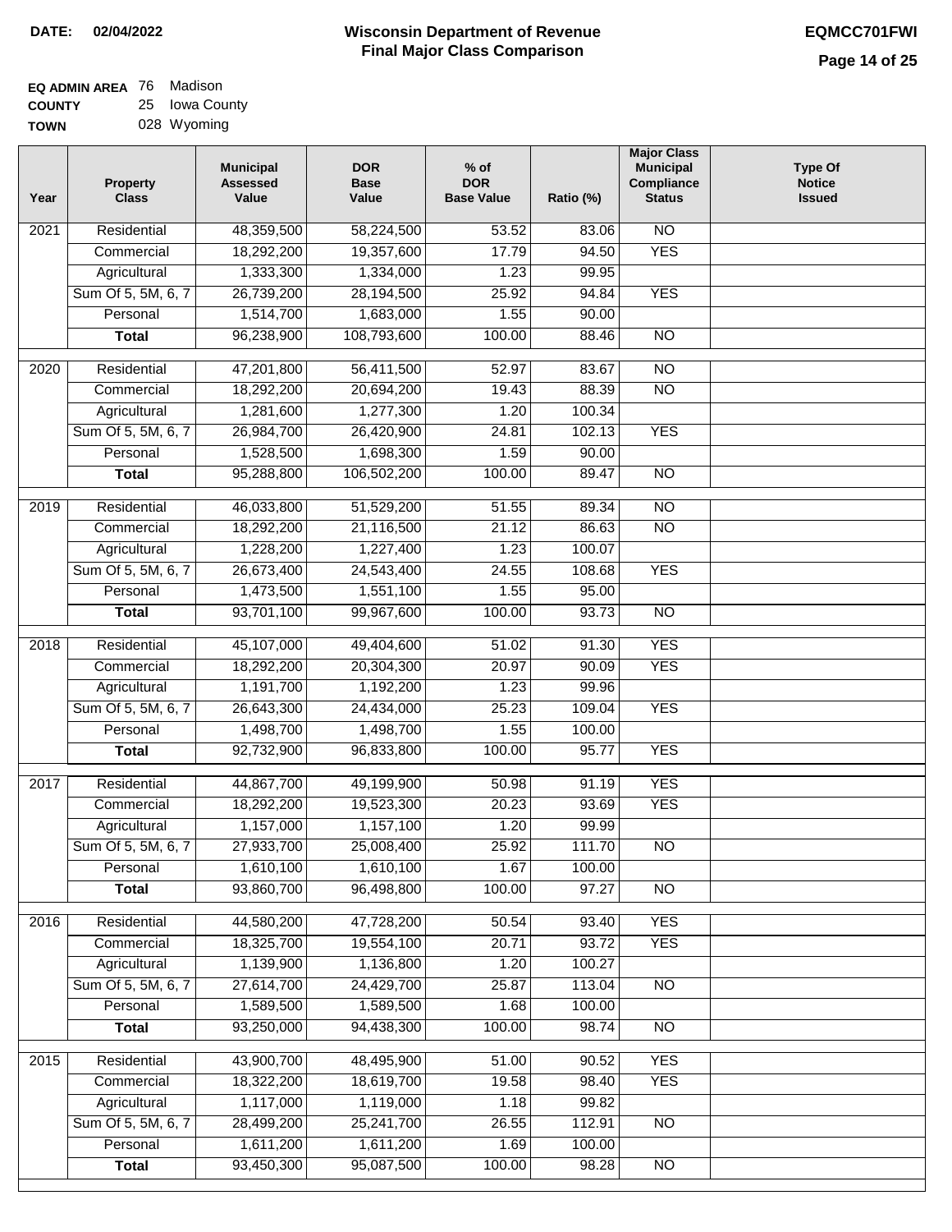**DATE: 02/04/2022**

# Wisconsin Department of Revenue
## Final Major Class Comparison

**EQMCC701FWI**

**EQ ADMIN AREA** 76 Madison
**COUNTY** 25 Iowa County
**TOWN** 028 Wyoming

| Year | Property Class | Municipal Assessed Value | DOR Base Value | % of DOR Base Value | Ratio (%) | Major Class Municipal Compliance Status | Type Of Notice Issued |
|---|---|---|---|---|---|---|---|
| 2021 | Residential | 48,359,500 | 58,224,500 | 53.52 | 83.06 | NO | |
| | Commercial | 18,292,200 | 19,357,600 | 17.79 | 94.50 | YES | |
| | Agricultural | 1,333,300 | 1,334,000 | 1.23 | 99.95 | | |
| | Sum Of 5, 5M, 6, 7 | 26,739,200 | 28,194,500 | 25.92 | 94.84 | YES | |
| | Personal | 1,514,700 | 1,683,000 | 1.55 | 90.00 | | |
| | **Total** | 96,238,900 | 108,793,600 | 100.00 | 88.46 | NO | |
| 2020 | Residential | 47,201,800 | 56,411,500 | 52.97 | 83.67 | NO | |
| | Commercial | 18,292,200 | 20,694,200 | 19.43 | 88.39 | NO | |
| | Agricultural | 1,281,600 | 1,277,300 | 1.20 | 100.34 | | |
| | Sum Of 5, 5M, 6, 7 | 26,984,700 | 26,420,900 | 24.81 | 102.13 | YES | |
| | Personal | 1,528,500 | 1,698,300 | 1.59 | 90.00 | | |
| | **Total** | 95,288,800 | 106,502,200 | 100.00 | 89.47 | NO | |
| 2019 | Residential | 46,033,800 | 51,529,200 | 51.55 | 89.34 | NO | |
| | Commercial | 18,292,200 | 21,116,500 | 21.12 | 86.63 | NO | |
| | Agricultural | 1,228,200 | 1,227,400 | 1.23 | 100.07 | | |
| | Sum Of 5, 5M, 6, 7 | 26,673,400 | 24,543,400 | 24.55 | 108.68 | YES | |
| | Personal | 1,473,500 | 1,551,100 | 1.55 | 95.00 | | |
| | **Total** | 93,701,100 | 99,967,600 | 100.00 | 93.73 | NO | |
| 2018 | Residential | 45,107,000 | 49,404,600 | 51.02 | 91.30 | YES | |
| | Commercial | 18,292,200 | 20,304,300 | 20.97 | 90.09 | YES | |
| | Agricultural | 1,191,700 | 1,192,200 | 1.23 | 99.96 | | |
| | Sum Of 5, 5M, 6, 7 | 26,643,300 | 24,434,000 | 25.23 | 109.04 | YES | |
| | Personal | 1,498,700 | 1,498,700 | 1.55 | 100.00 | | |
| | **Total** | 92,732,900 | 96,833,800 | 100.00 | 95.77 | YES | |
| 2017 | Residential | 44,867,700 | 49,199,900 | 50.98 | 91.19 | YES | |
| | Commercial | 18,292,200 | 19,523,300 | 20.23 | 93.69 | YES | |
| | Agricultural | 1,157,000 | 1,157,100 | 1.20 | 99.99 | | |
| | Sum Of 5, 5M, 6, 7 | 27,933,700 | 25,008,400 | 25.92 | 111.70 | NO | |
| | Personal | 1,610,100 | 1,610,100 | 1.67 | 100.00 | | |
| | **Total** | 93,860,700 | 96,498,800 | 100.00 | 97.27 | NO | |
| 2016 | Residential | 44,580,200 | 47,728,200 | 50.54 | 93.40 | YES | |
| | Commercial | 18,325,700 | 19,554,100 | 20.71 | 93.72 | YES | |
| | Agricultural | 1,139,900 | 1,136,800 | 1.20 | 100.27 | | |
| | Sum Of 5, 5M, 6, 7 | 27,614,700 | 24,429,700 | 25.87 | 113.04 | NO | |
| | Personal | 1,589,500 | 1,589,500 | 1.68 | 100.00 | | |
| | **Total** | 93,250,000 | 94,438,300 | 100.00 | 98.74 | NO | |
| 2015 | Residential | 43,900,700 | 48,495,900 | 51.00 | 90.52 | YES | |
| | Commercial | 18,322,200 | 18,619,700 | 19.58 | 98.40 | YES | |
| | Agricultural | 1,117,000 | 1,119,000 | 1.18 | 99.82 | | |
| | Sum Of 5, 5M, 6, 7 | 28,499,200 | 25,241,700 | 26.55 | 112.91 | NO | |
| | Personal | 1,611,200 | 1,611,200 | 1.69 | 100.00 | | |
| | **Total** | 93,450,300 | 95,087,500 | 100.00 | 98.28 | NO | |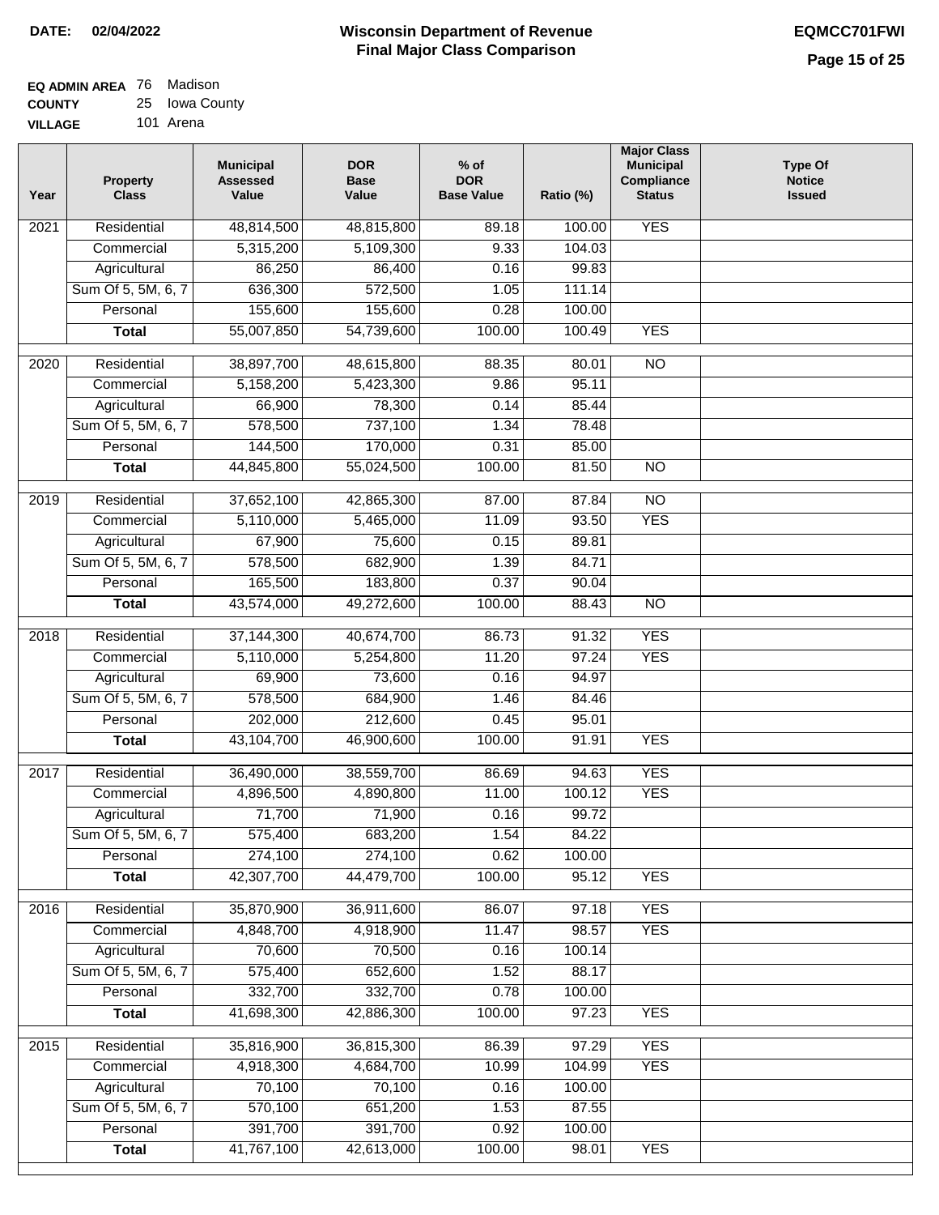DATE: 02/04/2022

# Wisconsin Department of Revenue
## Final Major Class Comparison

EQMCC701FWI

**EQ ADMIN AREA** 76 Madison
**COUNTY** 25 Iowa County
**VILLAGE** 101 Arena

| Year | Property Class | Municipal Assessed Value | DOR Base Value | % of DOR Base Value | Ratio (%) | Major Class Municipal Compliance Status | Type Of Notice Issued |
|---|---|---|---|---|---|---|---|
| 2021 | Residential | 48,814,500 | 48,815,800 | 89.18 | 100.00 | YES | |
| | Commercial | 5,315,200 | 5,109,300 | 9.33 | 104.03 | | |
| | Agricultural | 86,250 | 86,400 | 0.16 | 99.83 | | |
| | Sum Of 5, 5M, 6, 7 | 636,300 | 572,500 | 1.05 | 111.14 | | |
| | Personal | 155,600 | 155,600 | 0.28 | 100.00 | | |
| | **Total** | 55,007,850 | 54,739,600 | 100.00 | 100.49 | YES | |
| 2020 | Residential | 38,897,700 | 48,615,800 | 88.35 | 80.01 | NO | |
| | Commercial | 5,158,200 | 5,423,300 | 9.86 | 95.11 | | |
| | Agricultural | 66,900 | 78,300 | 0.14 | 85.44 | | |
| | Sum Of 5, 5M, 6, 7 | 578,500 | 737,100 | 1.34 | 78.48 | | |
| | Personal | 144,500 | 170,000 | 0.31 | 85.00 | | |
| | **Total** | 44,845,800 | 55,024,500 | 100.00 | 81.50 | NO | |
| 2019 | Residential | 37,652,100 | 42,865,300 | 87.00 | 87.84 | NO | |
| | Commercial | 5,110,000 | 5,465,000 | 11.09 | 93.50 | YES | |
| | Agricultural | 67,900 | 75,600 | 0.15 | 89.81 | | |
| | Sum Of 5, 5M, 6, 7 | 578,500 | 682,900 | 1.39 | 84.71 | | |
| | Personal | 165,500 | 183,800 | 0.37 | 90.04 | | |
| | **Total** | 43,574,000 | 49,272,600 | 100.00 | 88.43 | NO | |
| 2018 | Residential | 37,144,300 | 40,674,700 | 86.73 | 91.32 | YES | |
| | Commercial | 5,110,000 | 5,254,800 | 11.20 | 97.24 | YES | |
| | Agricultural | 69,900 | 73,600 | 0.16 | 94.97 | | |
| | Sum Of 5, 5M, 6, 7 | 578,500 | 684,900 | 1.46 | 84.46 | | |
| | Personal | 202,000 | 212,600 | 0.45 | 95.01 | | |
| | **Total** | 43,104,700 | 46,900,600 | 100.00 | 91.91 | YES | |
| 2017 | Residential | 36,490,000 | 38,559,700 | 86.69 | 94.63 | YES | |
| | Commercial | 4,896,500 | 4,890,800 | 11.00 | 100.12 | YES | |
| | Agricultural | 71,700 | 71,900 | 0.16 | 99.72 | | |
| | Sum Of 5, 5M, 6, 7 | 575,400 | 683,200 | 1.54 | 84.22 | | |
| | Personal | 274,100 | 274,100 | 0.62 | 100.00 | | |
| | **Total** | 42,307,700 | 44,479,700 | 100.00 | 95.12 | YES | |
| 2016 | Residential | 35,870,900 | 36,911,600 | 86.07 | 97.18 | YES | |
| | Commercial | 4,848,700 | 4,918,900 | 11.47 | 98.57 | YES | |
| | Agricultural | 70,600 | 70,500 | 0.16 | 100.14 | | |
| | Sum Of 5, 5M, 6, 7 | 575,400 | 652,600 | 1.52 | 88.17 | | |
| | Personal | 332,700 | 332,700 | 0.78 | 100.00 | | |
| | **Total** | 41,698,300 | 42,886,300 | 100.00 | 97.23 | YES | |
| 2015 | Residential | 35,816,900 | 36,815,300 | 86.39 | 97.29 | YES | |
| | Commercial | 4,918,300 | 4,684,700 | 10.99 | 104.99 | YES | |
| | Agricultural | 70,100 | 70,100 | 0.16 | 100.00 | | |
| | Sum Of 5, 5M, 6, 7 | 570,100 | 651,200 | 1.53 | 87.55 | | |
| | Personal | 391,700 | 391,700 | 0.92 | 100.00 | | |
| | **Total** | 41,767,100 | 42,613,000 | 100.00 | 98.01 | YES | |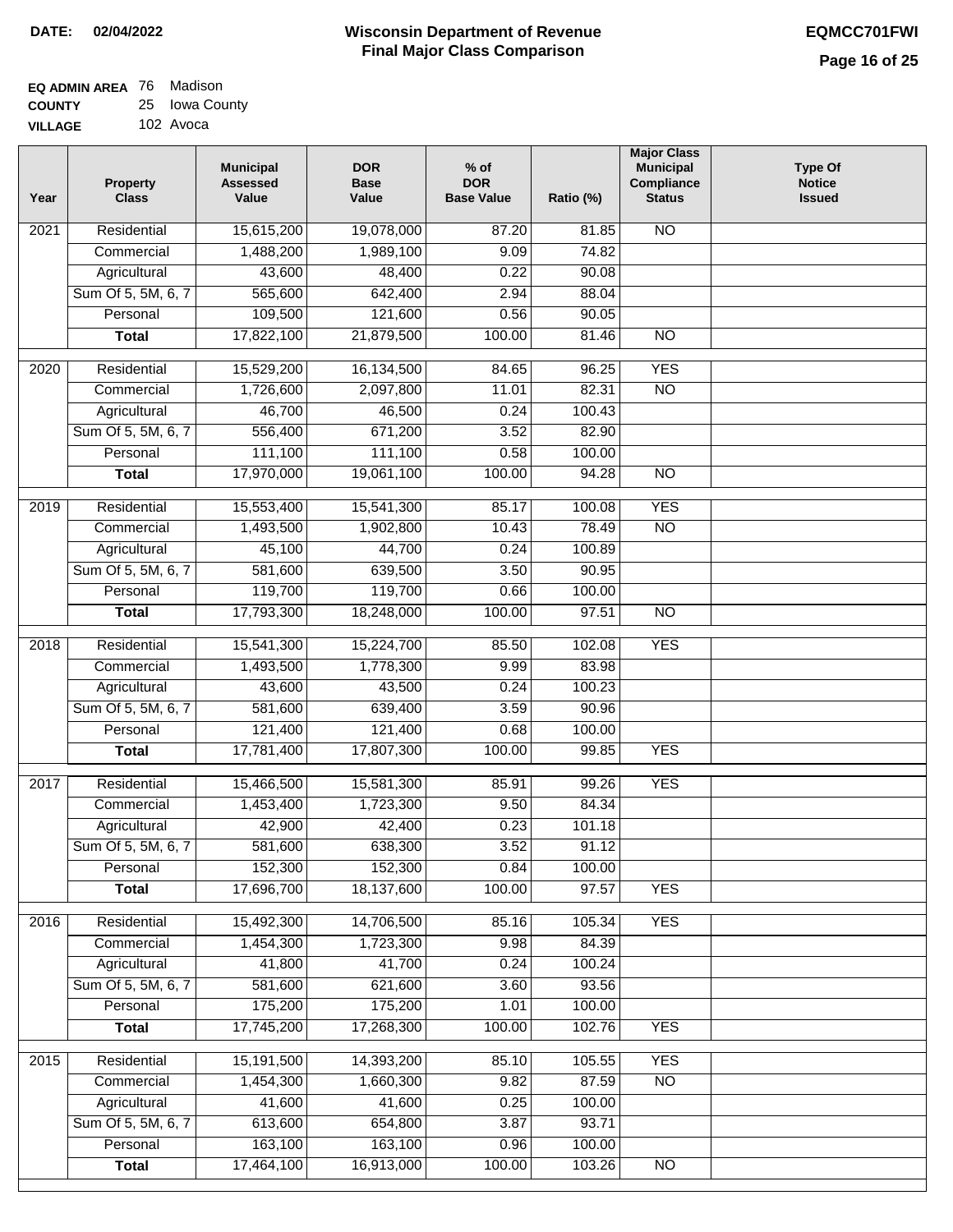**DATE:** 02/04/2022

# Wisconsin Department of Revenue
## Final Major Class Comparison

EQMCC701FWI

**EQ ADMIN AREA** 76 Madison
**COUNTY** 25 Iowa County
**VILLAGE** 102 Avoca

| Year | Property Class | Municipal Assessed Value | DOR Base Value | % of DOR Base Value | Ratio (%) | Major Class Municipal Compliance Status | Type Of Notice Issued |
|---|---|---|---|---|---|---|---|
| 2021 | Residential | 15,615,200 | 19,078,000 | 87.20 | 81.85 | NO | |
| | Commercial | 1,488,200 | 1,989,100 | 9.09 | 74.82 | | |
| | Agricultural | 43,600 | 48,400 | 0.22 | 90.08 | | |
| | Sum Of 5, 5M, 6, 7 | 565,600 | 642,400 | 2.94 | 88.04 | | |
| | Personal | 109,500 | 121,600 | 0.56 | 90.05 | | |
| | **Total** | 17,822,100 | 21,879,500 | 100.00 | 81.46 | NO | |
| 2020 | Residential | 15,529,200 | 16,134,500 | 84.65 | 96.25 | YES | |
| | Commercial | 1,726,600 | 2,097,800 | 11.01 | 82.31 | NO | |
| | Agricultural | 46,700 | 46,500 | 0.24 | 100.43 | | |
| | Sum Of 5, 5M, 6, 7 | 556,400 | 671,200 | 3.52 | 82.90 | | |
| | Personal | 111,100 | 111,100 | 0.58 | 100.00 | | |
| | **Total** | 17,970,000 | 19,061,100 | 100.00 | 94.28 | NO | |
| 2019 | Residential | 15,553,400 | 15,541,300 | 85.17 | 100.08 | YES | |
| | Commercial | 1,493,500 | 1,902,800 | 10.43 | 78.49 | NO | |
| | Agricultural | 45,100 | 44,700 | 0.24 | 100.89 | | |
| | Sum Of 5, 5M, 6, 7 | 581,600 | 639,500 | 3.50 | 90.95 | | |
| | Personal | 119,700 | 119,700 | 0.66 | 100.00 | | |
| | **Total** | 17,793,300 | 18,248,000 | 100.00 | 97.51 | NO | |
| 2018 | Residential | 15,541,300 | 15,224,700 | 85.50 | 102.08 | YES | |
| | Commercial | 1,493,500 | 1,778,300 | 9.99 | 83.98 | | |
| | Agricultural | 43,600 | 43,500 | 0.24 | 100.23 | | |
| | Sum Of 5, 5M, 6, 7 | 581,600 | 639,400 | 3.59 | 90.96 | | |
| | Personal | 121,400 | 121,400 | 0.68 | 100.00 | | |
| | **Total** | 17,781,400 | 17,807,300 | 100.00 | 99.85 | YES | |
| 2017 | Residential | 15,466,500 | 15,581,300 | 85.91 | 99.26 | YES | |
| | Commercial | 1,453,400 | 1,723,300 | 9.50 | 84.34 | | |
| | Agricultural | 42,900 | 42,400 | 0.23 | 101.18 | | |
| | Sum Of 5, 5M, 6, 7 | 581,600 | 638,300 | 3.52 | 91.12 | | |
| | Personal | 152,300 | 152,300 | 0.84 | 100.00 | | |
| | **Total** | 17,696,700 | 18,137,600 | 100.00 | 97.57 | YES | |
| 2016 | Residential | 15,492,300 | 14,706,500 | 85.16 | 105.34 | YES | |
| | Commercial | 1,454,300 | 1,723,300 | 9.98 | 84.39 | | |
| | Agricultural | 41,800 | 41,700 | 0.24 | 100.24 | | |
| | Sum Of 5, 5M, 6, 7 | 581,600 | 621,600 | 3.60 | 93.56 | | |
| | Personal | 175,200 | 175,200 | 1.01 | 100.00 | | |
| | **Total** | 17,745,200 | 17,268,300 | 100.00 | 102.76 | YES | |
| 2015 | Residential | 15,191,500 | 14,393,200 | 85.10 | 105.55 | YES | |
| | Commercial | 1,454,300 | 1,660,300 | 9.82 | 87.59 | NO | |
| | Agricultural | 41,600 | 41,600 | 0.25 | 100.00 | | |
| | Sum Of 5, 5M, 6, 7 | 613,600 | 654,800 | 3.87 | 93.71 | | |
| | Personal | 163,100 | 163,100 | 0.96 | 100.00 | | |
| | **Total** | 17,464,100 | 16,913,000 | 100.00 | 103.26 | NO | |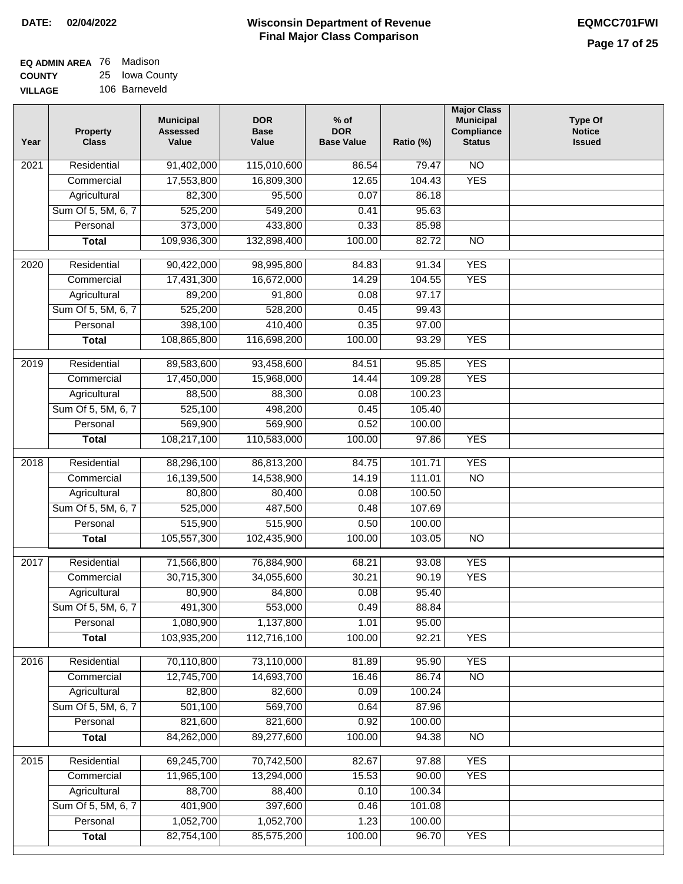**DATE: 02/04/2022**

# Wisconsin Department of Revenue
## Final Major Class Comparison

**EQMCC701FWI**

**EQ ADMIN AREA** 76 Madison
**COUNTY** 25 Iowa County
**VILLAGE** 106 Barneveld

| Year | Property Class | Municipal Assessed Value | DOR Base Value | % of DOR Base Value | Ratio (%) | Major Class Municipal Compliance Status | Type Of Notice Issued |
|---|---|---|---|---|---|---|---|
| 2021 | Residential | 91,402,000 | 115,010,600 | 86.54 | 79.47 | NO | |
| | Commercial | 17,553,800 | 16,809,300 | 12.65 | 104.43 | YES | |
| | Agricultural | 82,300 | 95,500 | 0.07 | 86.18 | | |
| | Sum Of 5, 5M, 6, 7 | 525,200 | 549,200 | 0.41 | 95.63 | | |
| | Personal | 373,000 | 433,800 | 0.33 | 85.98 | | |
| | **Total** | 109,936,300 | 132,898,400 | 100.00 | 82.72 | NO | |
| 2020 | Residential | 90,422,000 | 98,995,800 | 84.83 | 91.34 | YES | |
| | Commercial | 17,431,300 | 16,672,000 | 14.29 | 104.55 | YES | |
| | Agricultural | 89,200 | 91,800 | 0.08 | 97.17 | | |
| | Sum Of 5, 5M, 6, 7 | 525,200 | 528,200 | 0.45 | 99.43 | | |
| | Personal | 398,100 | 410,400 | 0.35 | 97.00 | | |
| | **Total** | 108,865,800 | 116,698,200 | 100.00 | 93.29 | YES | |
| 2019 | Residential | 89,583,600 | 93,458,600 | 84.51 | 95.85 | YES | |
| | Commercial | 17,450,000 | 15,968,000 | 14.44 | 109.28 | YES | |
| | Agricultural | 88,500 | 88,300 | 0.08 | 100.23 | | |
| | Sum Of 5, 5M, 6, 7 | 525,100 | 498,200 | 0.45 | 105.40 | | |
| | Personal | 569,900 | 569,900 | 0.52 | 100.00 | | |
| | **Total** | 108,217,100 | 110,583,000 | 100.00 | 97.86 | YES | |
| 2018 | Residential | 88,296,100 | 86,813,200 | 84.75 | 101.71 | YES | |
| | Commercial | 16,139,500 | 14,538,900 | 14.19 | 111.01 | NO | |
| | Agricultural | 80,800 | 80,400 | 0.08 | 100.50 | | |
| | Sum Of 5, 5M, 6, 7 | 525,000 | 487,500 | 0.48 | 107.69 | | |
| | Personal | 515,900 | 515,900 | 0.50 | 100.00 | | |
| | **Total** | 105,557,300 | 102,435,900 | 100.00 | 103.05 | NO | |
| 2017 | Residential | 71,566,800 | 76,884,900 | 68.21 | 93.08 | YES | |
| | Commercial | 30,715,300 | 34,055,600 | 30.21 | 90.19 | YES | |
| | Agricultural | 80,900 | 84,800 | 0.08 | 95.40 | | |
| | Sum Of 5, 5M, 6, 7 | 491,300 | 553,000 | 0.49 | 88.84 | | |
| | Personal | 1,080,900 | 1,137,800 | 1.01 | 95.00 | | |
| | **Total** | 103,935,200 | 112,716,100 | 100.00 | 92.21 | YES | |
| 2016 | Residential | 70,110,800 | 73,110,000 | 81.89 | 95.90 | YES | |
| | Commercial | 12,745,700 | 14,693,700 | 16.46 | 86.74 | NO | |
| | Agricultural | 82,800 | 82,600 | 0.09 | 100.24 | | |
| | Sum Of 5, 5M, 6, 7 | 501,100 | 569,700 | 0.64 | 87.96 | | |
| | Personal | 821,600 | 821,600 | 0.92 | 100.00 | | |
| | **Total** | 84,262,000 | 89,277,600 | 100.00 | 94.38 | NO | |
| 2015 | Residential | 69,245,700 | 70,742,500 | 82.67 | 97.88 | YES | |
| | Commercial | 11,965,100 | 13,294,000 | 15.53 | 90.00 | YES | |
| | Agricultural | 88,700 | 88,400 | 0.10 | 100.34 | | |
| | Sum Of 5, 5M, 6, 7 | 401,900 | 397,600 | 0.46 | 101.08 | | |
| | Personal | 1,052,700 | 1,052,700 | 1.23 | 100.00 | | |
| | **Total** | 82,754,100 | 85,575,200 | 100.00 | 96.70 | YES | |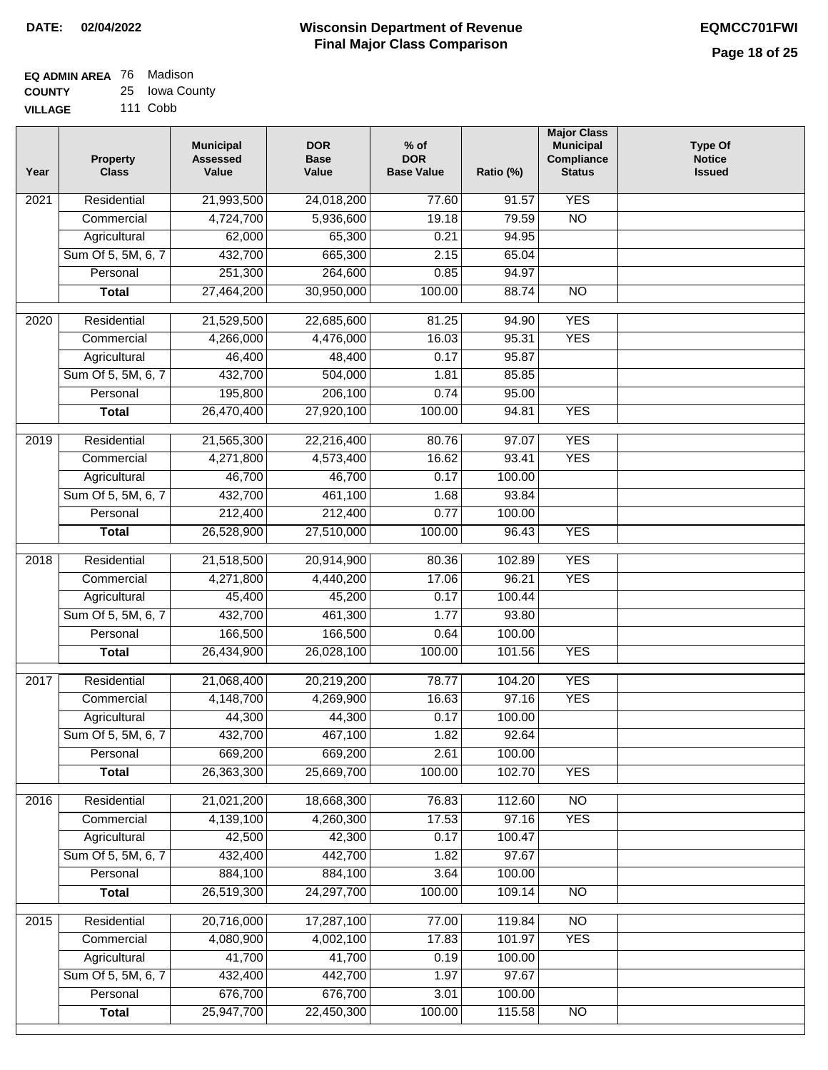**DATE:** 02/04/2022

# Wisconsin Department of Revenue
## Final Major Class Comparison

**EQMCC701FWI**

**EQ ADMIN AREA** 76 Madison
**COUNTY** 25 Iowa County
**VILLAGE** 111 Cobb

| Year | Property Class | Municipal Assessed Value | DOR Base Value | % of DOR Base Value | Ratio (%) | Major Class Municipal Compliance Status | Type Of Notice Issued |
|---|---|---|---|---|---|---|---|
| 2021 | Residential | 21,993,500 | 24,018,200 | 77.60 | 91.57 | YES | |
| | Commercial | 4,724,700 | 5,936,600 | 19.18 | 79.59 | NO | |
| | Agricultural | 62,000 | 65,300 | 0.21 | 94.95 | | |
| | Sum Of 5, 5M, 6, 7 | 432,700 | 665,300 | 2.15 | 65.04 | | |
| | Personal | 251,300 | 264,600 | 0.85 | 94.97 | | |
| | **Total** | 27,464,200 | 30,950,000 | 100.00 | 88.74 | NO | |
| 2020 | Residential | 21,529,500 | 22,685,600 | 81.25 | 94.90 | YES | |
| | Commercial | 4,266,000 | 4,476,000 | 16.03 | 95.31 | YES | |
| | Agricultural | 46,400 | 48,400 | 0.17 | 95.87 | | |
| | Sum Of 5, 5M, 6, 7 | 432,700 | 504,000 | 1.81 | 85.85 | | |
| | Personal | 195,800 | 206,100 | 0.74 | 95.00 | | |
| | **Total** | 26,470,400 | 27,920,100 | 100.00 | 94.81 | YES | |
| 2019 | Residential | 21,565,300 | 22,216,400 | 80.76 | 97.07 | YES | |
| | Commercial | 4,271,800 | 4,573,400 | 16.62 | 93.41 | YES | |
| | Agricultural | 46,700 | 46,700 | 0.17 | 100.00 | | |
| | Sum Of 5, 5M, 6, 7 | 432,700 | 461,100 | 1.68 | 93.84 | | |
| | Personal | 212,400 | 212,400 | 0.77 | 100.00 | | |
| | **Total** | 26,528,900 | 27,510,000 | 100.00 | 96.43 | YES | |
| 2018 | Residential | 21,518,500 | 20,914,900 | 80.36 | 102.89 | YES | |
| | Commercial | 4,271,800 | 4,440,200 | 17.06 | 96.21 | YES | |
| | Agricultural | 45,400 | 45,200 | 0.17 | 100.44 | | |
| | Sum Of 5, 5M, 6, 7 | 432,700 | 461,300 | 1.77 | 93.80 | | |
| | Personal | 166,500 | 166,500 | 0.64 | 100.00 | | |
| | **Total** | 26,434,900 | 26,028,100 | 100.00 | 101.56 | YES | |
| 2017 | Residential | 21,068,400 | 20,219,200 | 78.77 | 104.20 | YES | |
| | Commercial | 4,148,700 | 4,269,900 | 16.63 | 97.16 | YES | |
| | Agricultural | 44,300 | 44,300 | 0.17 | 100.00 | | |
| | Sum Of 5, 5M, 6, 7 | 432,700 | 467,100 | 1.82 | 92.64 | | |
| | Personal | 669,200 | 669,200 | 2.61 | 100.00 | | |
| | **Total** | 26,363,300 | 25,669,700 | 100.00 | 102.70 | YES | |
| 2016 | Residential | 21,021,200 | 18,668,300 | 76.83 | 112.60 | NO | |
| | Commercial | 4,139,100 | 4,260,300 | 17.53 | 97.16 | YES | |
| | Agricultural | 42,500 | 42,300 | 0.17 | 100.47 | | |
| | Sum Of 5, 5M, 6, 7 | 432,400 | 442,700 | 1.82 | 97.67 | | |
| | Personal | 884,100 | 884,100 | 3.64 | 100.00 | | |
| | **Total** | 26,519,300 | 24,297,700 | 100.00 | 109.14 | NO | |
| 2015 | Residential | 20,716,000 | 17,287,100 | 77.00 | 119.84 | NO | |
| | Commercial | 4,080,900 | 4,002,100 | 17.83 | 101.97 | YES | |
| | Agricultural | 41,700 | 41,700 | 0.19 | 100.00 | | |
| | Sum Of 5, 5M, 6, 7 | 432,400 | 442,700 | 1.97 | 97.67 | | |
| | Personal | 676,700 | 676,700 | 3.01 | 100.00 | | |
| | **Total** | 25,947,700 | 22,450,300 | 100.00 | 115.58 | NO | |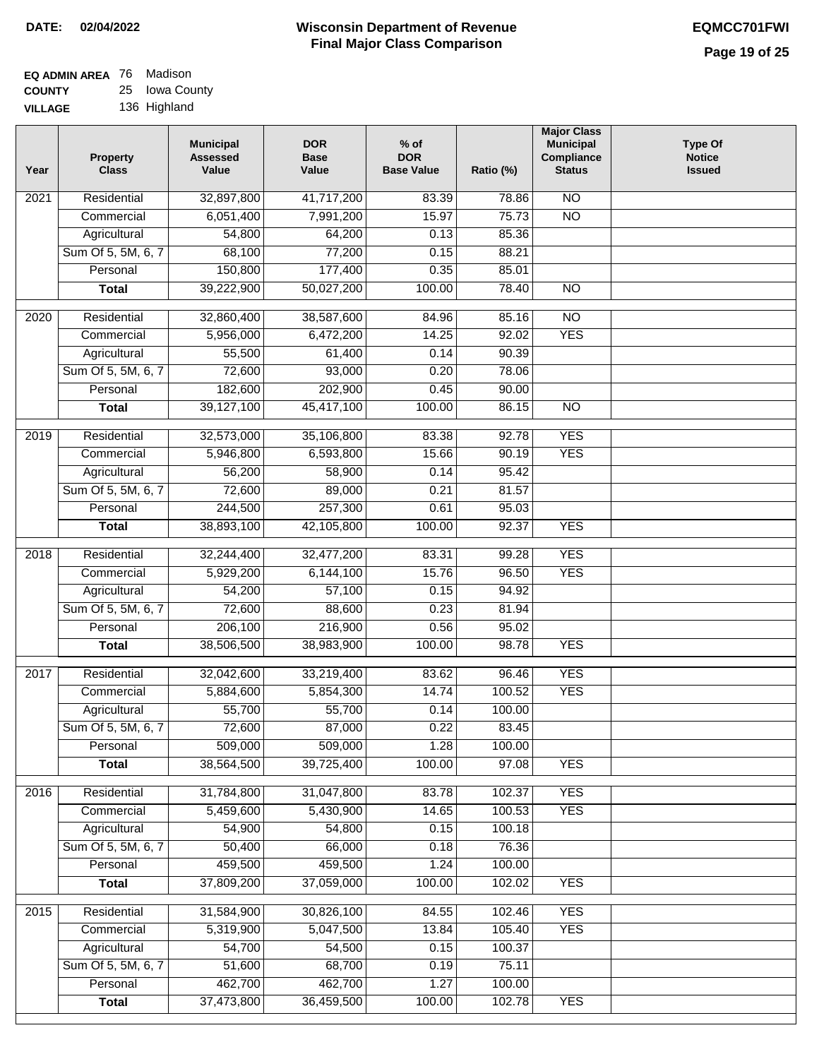**DATE:** 02/04/2022

# Wisconsin Department of Revenue
## Final Major Class Comparison

**EQMCC701FWI**

**EQ ADMIN AREA** 76 Madison
**COUNTY** 25 Iowa County
**VILLAGE** 136 Highland

| Year | Property Class | Municipal Assessed Value | DOR Base Value | % of DOR Base Value | Ratio (%) | Major Class Municipal Compliance Status | Type Of Notice Issued |
|---|---|---|---|---|---|---|---|
| 2021 | Residential | 32,897,800 | 41,717,200 | 83.39 | 78.86 | NO | |
| | Commercial | 6,051,400 | 7,991,200 | 15.97 | 75.73 | NO | |
| | Agricultural | 54,800 | 64,200 | 0.13 | 85.36 | | |
| | Sum Of 5, 5M, 6, 7 | 68,100 | 77,200 | 0.15 | 88.21 | | |
| | Personal | 150,800 | 177,400 | 0.35 | 85.01 | | |
| | **Total** | 39,222,900 | 50,027,200 | 100.00 | 78.40 | NO | |
| 2020 | Residential | 32,860,400 | 38,587,600 | 84.96 | 85.16 | NO | |
| | Commercial | 5,956,000 | 6,472,200 | 14.25 | 92.02 | YES | |
| | Agricultural | 55,500 | 61,400 | 0.14 | 90.39 | | |
| | Sum Of 5, 5M, 6, 7 | 72,600 | 93,000 | 0.20 | 78.06 | | |
| | Personal | 182,600 | 202,900 | 0.45 | 90.00 | | |
| | **Total** | 39,127,100 | 45,417,100 | 100.00 | 86.15 | NO | |
| 2019 | Residential | 32,573,000 | 35,106,800 | 83.38 | 92.78 | YES | |
| | Commercial | 5,946,800 | 6,593,800 | 15.66 | 90.19 | YES | |
| | Agricultural | 56,200 | 58,900 | 0.14 | 95.42 | | |
| | Sum Of 5, 5M, 6, 7 | 72,600 | 89,000 | 0.21 | 81.57 | | |
| | Personal | 244,500 | 257,300 | 0.61 | 95.03 | | |
| | **Total** | 38,893,100 | 42,105,800 | 100.00 | 92.37 | YES | |
| 2018 | Residential | 32,244,400 | 32,477,200 | 83.31 | 99.28 | YES | |
| | Commercial | 5,929,200 | 6,144,100 | 15.76 | 96.50 | YES | |
| | Agricultural | 54,200 | 57,100 | 0.15 | 94.92 | | |
| | Sum Of 5, 5M, 6, 7 | 72,600 | 88,600 | 0.23 | 81.94 | | |
| | Personal | 206,100 | 216,900 | 0.56 | 95.02 | | |
| | **Total** | 38,506,500 | 38,983,900 | 100.00 | 98.78 | YES | |
| 2017 | Residential | 32,042,600 | 33,219,400 | 83.62 | 96.46 | YES | |
| | Commercial | 5,884,600 | 5,854,300 | 14.74 | 100.52 | YES | |
| | Agricultural | 55,700 | 55,700 | 0.14 | 100.00 | | |
| | Sum Of 5, 5M, 6, 7 | 72,600 | 87,000 | 0.22 | 83.45 | | |
| | Personal | 509,000 | 509,000 | 1.28 | 100.00 | | |
| | **Total** | 38,564,500 | 39,725,400 | 100.00 | 97.08 | YES | |
| 2016 | Residential | 31,784,800 | 31,047,800 | 83.78 | 102.37 | YES | |
| | Commercial | 5,459,600 | 5,430,900 | 14.65 | 100.53 | YES | |
| | Agricultural | 54,900 | 54,800 | 0.15 | 100.18 | | |
| | Sum Of 5, 5M, 6, 7 | 50,400 | 66,000 | 0.18 | 76.36 | | |
| | Personal | 459,500 | 459,500 | 1.24 | 100.00 | | |
| | **Total** | 37,809,200 | 37,059,000 | 100.00 | 102.02 | YES | |
| 2015 | Residential | 31,584,900 | 30,826,100 | 84.55 | 102.46 | YES | |
| | Commercial | 5,319,900 | 5,047,500 | 13.84 | 105.40 | YES | |
| | Agricultural | 54,700 | 54,500 | 0.15 | 100.37 | | |
| | Sum Of 5, 5M, 6, 7 | 51,600 | 68,700 | 0.19 | 75.11 | | |
| | Personal | 462,700 | 462,700 | 1.27 | 100.00 | | |
| | **Total** | 37,473,800 | 36,459,500 | 100.00 | 102.78 | YES | |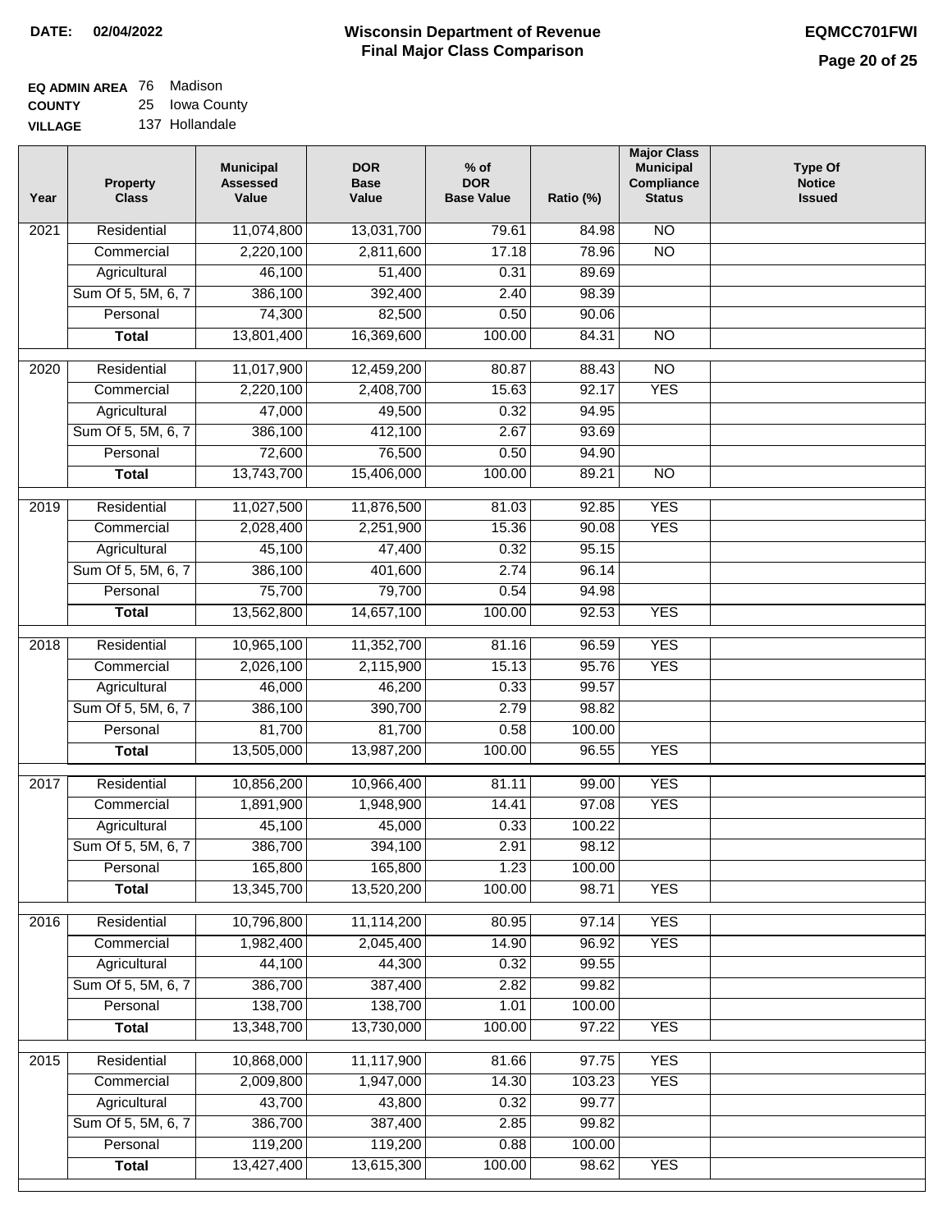**DATE:** 02/04/2022

# Wisconsin Department of Revenue
## Final Major Class Comparison

**EQMCC701FWI**

**EQ ADMIN AREA** 76 Madison
**COUNTY** 25 Iowa County
**VILLAGE** 137 Hollandale

| Year | Property Class | Municipal Assessed Value | DOR Base Value | % of DOR Base Value | Ratio (%) | Major Class Municipal Compliance Status | Type Of Notice Issued |
|---|---|---|---|---|---|---|---|
| 2021 | Residential | 11,074,800 | 13,031,700 | 79.61 | 84.98 | NO | |
| | Commercial | 2,220,100 | 2,811,600 | 17.18 | 78.96 | NO | |
| | Agricultural | 46,100 | 51,400 | 0.31 | 89.69 | | |
| | Sum Of 5, 5M, 6, 7 | 386,100 | 392,400 | 2.40 | 98.39 | | |
| | Personal | 74,300 | 82,500 | 0.50 | 90.06 | | |
| | **Total** | 13,801,400 | 16,369,600 | 100.00 | 84.31 | NO | |
| 2020 | Residential | 11,017,900 | 12,459,200 | 80.87 | 88.43 | NO | |
| | Commercial | 2,220,100 | 2,408,700 | 15.63 | 92.17 | YES | |
| | Agricultural | 47,000 | 49,500 | 0.32 | 94.95 | | |
| | Sum Of 5, 5M, 6, 7 | 386,100 | 412,100 | 2.67 | 93.69 | | |
| | Personal | 72,600 | 76,500 | 0.50 | 94.90 | | |
| | **Total** | 13,743,700 | 15,406,000 | 100.00 | 89.21 | NO | |
| 2019 | Residential | 11,027,500 | 11,876,500 | 81.03 | 92.85 | YES | |
| | Commercial | 2,028,400 | 2,251,900 | 15.36 | 90.08 | YES | |
| | Agricultural | 45,100 | 47,400 | 0.32 | 95.15 | | |
| | Sum Of 5, 5M, 6, 7 | 386,100 | 401,600 | 2.74 | 96.14 | | |
| | Personal | 75,700 | 79,700 | 0.54 | 94.98 | | |
| | **Total** | 13,562,800 | 14,657,100 | 100.00 | 92.53 | YES | |
| 2018 | Residential | 10,965,100 | 11,352,700 | 81.16 | 96.59 | YES | |
| | Commercial | 2,026,100 | 2,115,900 | 15.13 | 95.76 | YES | |
| | Agricultural | 46,000 | 46,200 | 0.33 | 99.57 | | |
| | Sum Of 5, 5M, 6, 7 | 386,100 | 390,700 | 2.79 | 98.82 | | |
| | Personal | 81,700 | 81,700 | 0.58 | 100.00 | | |
| | **Total** | 13,505,000 | 13,987,200 | 100.00 | 96.55 | YES | |
| 2017 | Residential | 10,856,200 | 10,966,400 | 81.11 | 99.00 | YES | |
| | Commercial | 1,891,900 | 1,948,900 | 14.41 | 97.08 | YES | |
| | Agricultural | 45,100 | 45,000 | 0.33 | 100.22 | | |
| | Sum Of 5, 5M, 6, 7 | 386,700 | 394,100 | 2.91 | 98.12 | | |
| | Personal | 165,800 | 165,800 | 1.23 | 100.00 | | |
| | **Total** | 13,345,700 | 13,520,200 | 100.00 | 98.71 | YES | |
| 2016 | Residential | 10,796,800 | 11,114,200 | 80.95 | 97.14 | YES | |
| | Commercial | 1,982,400 | 2,045,400 | 14.90 | 96.92 | YES | |
| | Agricultural | 44,100 | 44,300 | 0.32 | 99.55 | | |
| | Sum Of 5, 5M, 6, 7 | 386,700 | 387,400 | 2.82 | 99.82 | | |
| | Personal | 138,700 | 138,700 | 1.01 | 100.00 | | |
| | **Total** | 13,348,700 | 13,730,000 | 100.00 | 97.22 | YES | |
| 2015 | Residential | 10,868,000 | 11,117,900 | 81.66 | 97.75 | YES | |
| | Commercial | 2,009,800 | 1,947,000 | 14.30 | 103.23 | YES | |
| | Agricultural | 43,700 | 43,800 | 0.32 | 99.77 | | |
| | Sum Of 5, 5M, 6, 7 | 386,700 | 387,400 | 2.85 | 99.82 | | |
| | Personal | 119,200 | 119,200 | 0.88 | 100.00 | | |
| | **Total** | 13,427,400 | 13,615,300 | 100.00 | 98.62 | YES | |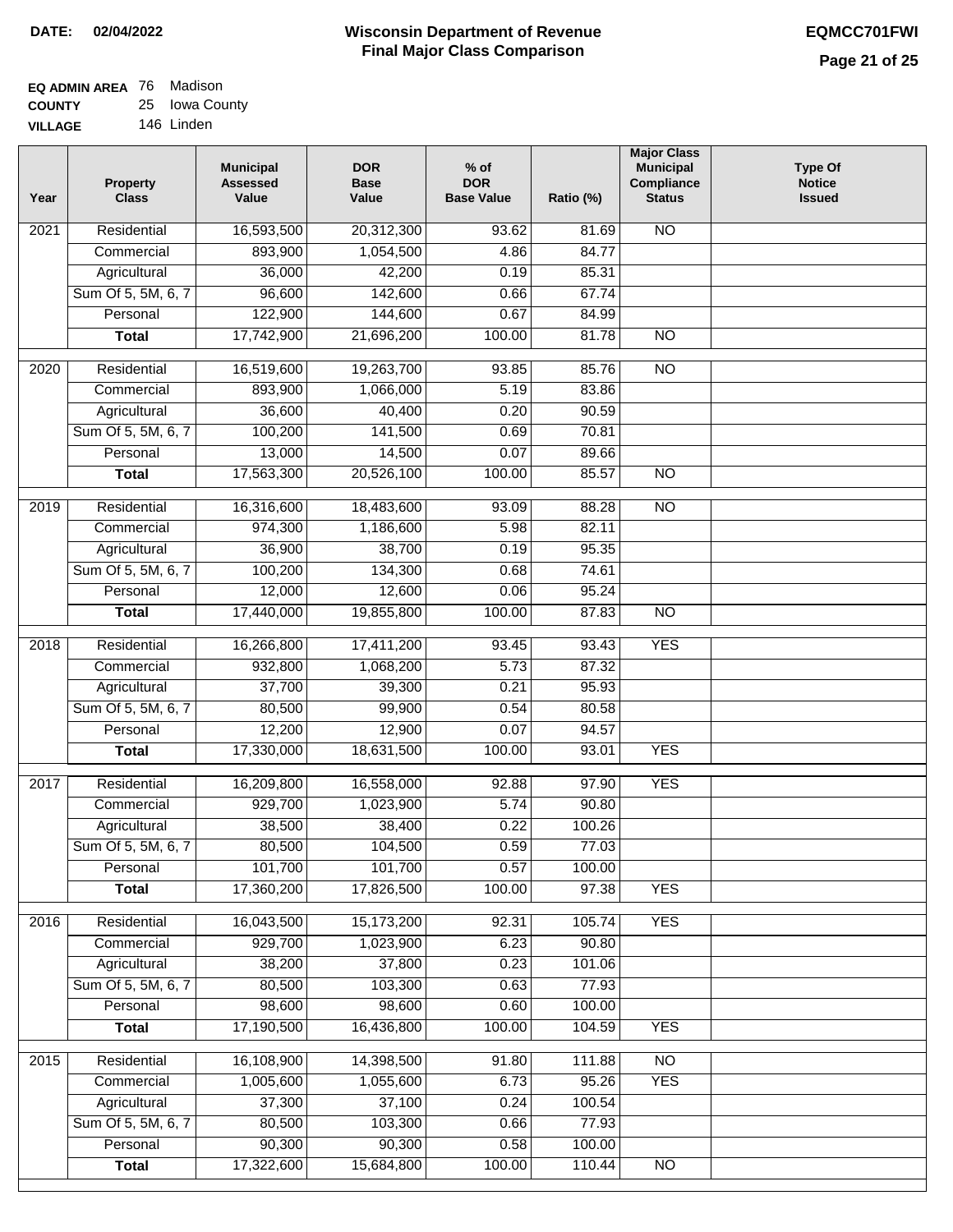**DATE:** 02/04/2022

# Wisconsin Department of Revenue
## Final Major Class Comparison

**EQMCC701FWI**

**EQ ADMIN AREA** 76 Madison
**COUNTY** 25 Iowa County
**VILLAGE** 146 Linden

| Year | Property Class | Municipal Assessed Value | DOR Base Value | % of DOR Base Value | Ratio (%) | Major Class Municipal Compliance Status | Type Of Notice Issued |
|---|---|---|---|---|---|---|---|
| 2021 | Residential | 16,593,500 | 20,312,300 | 93.62 | 81.69 | NO | |
| | Commercial | 893,900 | 1,054,500 | 4.86 | 84.77 | | |
| | Agricultural | 36,000 | 42,200 | 0.19 | 85.31 | | |
| | Sum Of 5, 5M, 6, 7 | 96,600 | 142,600 | 0.66 | 67.74 | | |
| | Personal | 122,900 | 144,600 | 0.67 | 84.99 | | |
| | **Total** | 17,742,900 | 21,696,200 | 100.00 | 81.78 | NO | |
| 2020 | Residential | 16,519,600 | 19,263,700 | 93.85 | 85.76 | NO | |
| | Commercial | 893,900 | 1,066,000 | 5.19 | 83.86 | | |
| | Agricultural | 36,600 | 40,400 | 0.20 | 90.59 | | |
| | Sum Of 5, 5M, 6, 7 | 100,200 | 141,500 | 0.69 | 70.81 | | |
| | Personal | 13,000 | 14,500 | 0.07 | 89.66 | | |
| | **Total** | 17,563,300 | 20,526,100 | 100.00 | 85.57 | NO | |
| 2019 | Residential | 16,316,600 | 18,483,600 | 93.09 | 88.28 | NO | |
| | Commercial | 974,300 | 1,186,600 | 5.98 | 82.11 | | |
| | Agricultural | 36,900 | 38,700 | 0.19 | 95.35 | | |
| | Sum Of 5, 5M, 6, 7 | 100,200 | 134,300 | 0.68 | 74.61 | | |
| | Personal | 12,000 | 12,600 | 0.06 | 95.24 | | |
| | **Total** | 17,440,000 | 19,855,800 | 100.00 | 87.83 | NO | |
| 2018 | Residential | 16,266,800 | 17,411,200 | 93.45 | 93.43 | YES | |
| | Commercial | 932,800 | 1,068,200 | 5.73 | 87.32 | | |
| | Agricultural | 37,700 | 39,300 | 0.21 | 95.93 | | |
| | Sum Of 5, 5M, 6, 7 | 80,500 | 99,900 | 0.54 | 80.58 | | |
| | Personal | 12,200 | 12,900 | 0.07 | 94.57 | | |
| | **Total** | 17,330,000 | 18,631,500 | 100.00 | 93.01 | YES | |
| 2017 | Residential | 16,209,800 | 16,558,000 | 92.88 | 97.90 | YES | |
| | Commercial | 929,700 | 1,023,900 | 5.74 | 90.80 | | |
| | Agricultural | 38,500 | 38,400 | 0.22 | 100.26 | | |
| | Sum Of 5, 5M, 6, 7 | 80,500 | 104,500 | 0.59 | 77.03 | | |
| | Personal | 101,700 | 101,700 | 0.57 | 100.00 | | |
| | **Total** | 17,360,200 | 17,826,500 | 100.00 | 97.38 | YES | |
| 2016 | Residential | 16,043,500 | 15,173,200 | 92.31 | 105.74 | YES | |
| | Commercial | 929,700 | 1,023,900 | 6.23 | 90.80 | | |
| | Agricultural | 38,200 | 37,800 | 0.23 | 101.06 | | |
| | Sum Of 5, 5M, 6, 7 | 80,500 | 103,300 | 0.63 | 77.93 | | |
| | Personal | 98,600 | 98,600 | 0.60 | 100.00 | | |
| | **Total** | 17,190,500 | 16,436,800 | 100.00 | 104.59 | YES | |
| 2015 | Residential | 16,108,900 | 14,398,500 | 91.80 | 111.88 | NO | |
| | Commercial | 1,005,600 | 1,055,600 | 6.73 | 95.26 | YES | |
| | Agricultural | 37,300 | 37,100 | 0.24 | 100.54 | | |
| | Sum Of 5, 5M, 6, 7 | 80,500 | 103,300 | 0.66 | 77.93 | | |
| | Personal | 90,300 | 90,300 | 0.58 | 100.00 | | |
| | **Total** | 17,322,600 | 15,684,800 | 100.00 | 110.44 | NO | |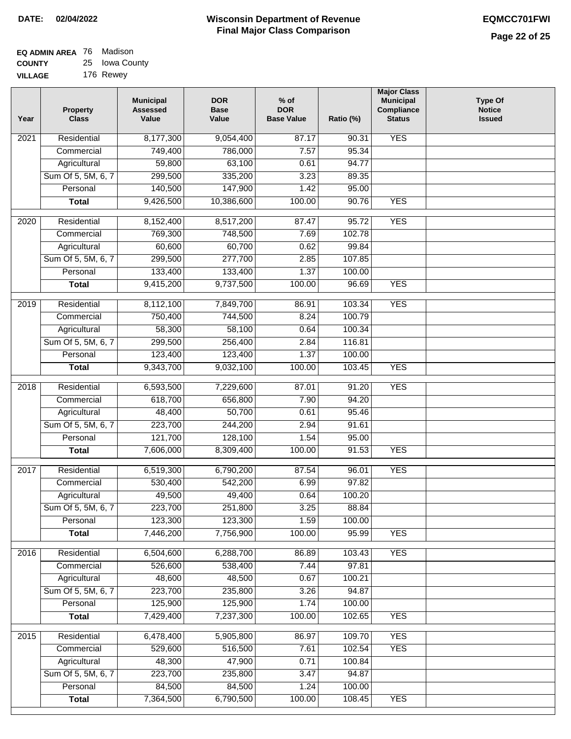**DATE: 02/04/2022**

# Wisconsin Department of Revenue
## Final Major Class Comparison

**EQMCC701FWI**

**EQ ADMIN AREA** 76 Madison
**COUNTY** 25 Iowa County
**VILLAGE** 176 Rewey

| Year | Property Class | Municipal Assessed Value | DOR Base Value | % of DOR Base Value | Ratio (%) | Major Class Municipal Compliance Status | Type Of Notice Issued |
|---|---|---|---|---|---|---|---|
| 2021 | Residential | 8,177,300 | 9,054,400 | 87.17 | 90.31 | YES | |
| | Commercial | 749,400 | 786,000 | 7.57 | 95.34 | | |
| | Agricultural | 59,800 | 63,100 | 0.61 | 94.77 | | |
| | Sum Of 5, 5M, 6, 7 | 299,500 | 335,200 | 3.23 | 89.35 | | |
| | Personal | 140,500 | 147,900 | 1.42 | 95.00 | | |
| | **Total** | 9,426,500 | 10,386,600 | 100.00 | 90.76 | YES | |
| 2020 | Residential | 8,152,400 | 8,517,200 | 87.47 | 95.72 | YES | |
| | Commercial | 769,300 | 748,500 | 7.69 | 102.78 | | |
| | Agricultural | 60,600 | 60,700 | 0.62 | 99.84 | | |
| | Sum Of 5, 5M, 6, 7 | 299,500 | 277,700 | 2.85 | 107.85 | | |
| | Personal | 133,400 | 133,400 | 1.37 | 100.00 | | |
| | **Total** | 9,415,200 | 9,737,500 | 100.00 | 96.69 | YES | |
| 2019 | Residential | 8,112,100 | 7,849,700 | 86.91 | 103.34 | YES | |
| | Commercial | 750,400 | 744,500 | 8.24 | 100.79 | | |
| | Agricultural | 58,300 | 58,100 | 0.64 | 100.34 | | |
| | Sum Of 5, 5M, 6, 7 | 299,500 | 256,400 | 2.84 | 116.81 | | |
| | Personal | 123,400 | 123,400 | 1.37 | 100.00 | | |
| | **Total** | 9,343,700 | 9,032,100 | 100.00 | 103.45 | YES | |
| 2018 | Residential | 6,593,500 | 7,229,600 | 87.01 | 91.20 | YES | |
| | Commercial | 618,700 | 656,800 | 7.90 | 94.20 | | |
| | Agricultural | 48,400 | 50,700 | 0.61 | 95.46 | | |
| | Sum Of 5, 5M, 6, 7 | 223,700 | 244,200 | 2.94 | 91.61 | | |
| | Personal | 121,700 | 128,100 | 1.54 | 95.00 | | |
| | **Total** | 7,606,000 | 8,309,400 | 100.00 | 91.53 | YES | |
| 2017 | Residential | 6,519,300 | 6,790,200 | 87.54 | 96.01 | YES | |
| | Commercial | 530,400 | 542,200 | 6.99 | 97.82 | | |
| | Agricultural | 49,500 | 49,400 | 0.64 | 100.20 | | |
| | Sum Of 5, 5M, 6, 7 | 223,700 | 251,800 | 3.25 | 88.84 | | |
| | Personal | 123,300 | 123,300 | 1.59 | 100.00 | | |
| | **Total** | 7,446,200 | 7,756,900 | 100.00 | 95.99 | YES | |
| 2016 | Residential | 6,504,600 | 6,288,700 | 86.89 | 103.43 | YES | |
| | Commercial | 526,600 | 538,400 | 7.44 | 97.81 | | |
| | Agricultural | 48,600 | 48,500 | 0.67 | 100.21 | | |
| | Sum Of 5, 5M, 6, 7 | 223,700 | 235,800 | 3.26 | 94.87 | | |
| | Personal | 125,900 | 125,900 | 1.74 | 100.00 | | |
| | **Total** | 7,429,400 | 7,237,300 | 100.00 | 102.65 | YES | |
| 2015 | Residential | 6,478,400 | 5,905,800 | 86.97 | 109.70 | YES | |
| | Commercial | 529,600 | 516,500 | 7.61 | 102.54 | YES | |
| | Agricultural | 48,300 | 47,900 | 0.71 | 100.84 | | |
| | Sum Of 5, 5M, 6, 7 | 223,700 | 235,800 | 3.47 | 94.87 | | |
| | Personal | 84,500 | 84,500 | 1.24 | 100.00 | | |
| | **Total** | 7,364,500 | 6,790,500 | 100.00 | 108.45 | YES | |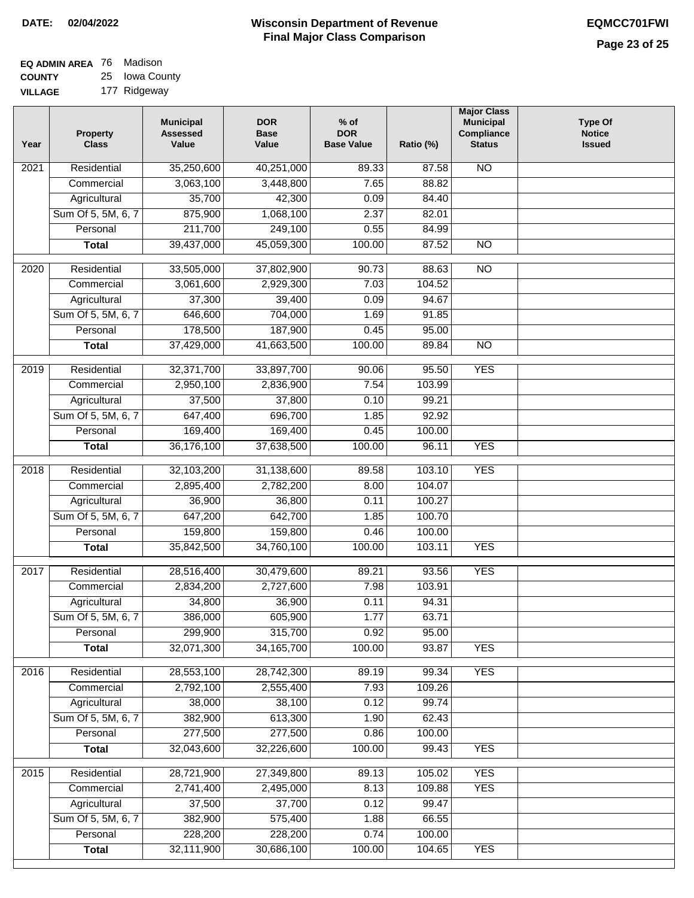**DATE: 02/04/2022**

# Wisconsin Department of Revenue
## Final Major Class Comparison

**EQMCC701FWI**

**EQ ADMIN AREA** 76 Madison
**COUNTY** 25 Iowa County
**VILLAGE** 177 Ridgeway

| Year | Property Class | Municipal Assessed Value | DOR Base Value | % of DOR Base Value | Ratio (%) | Major Class Municipal Compliance Status | Type Of Notice Issued |
|---|---|---|---|---|---|---|---|
| 2021 | Residential | 35,250,600 | 40,251,000 | 89.33 | 87.58 | NO | |
| | Commercial | 3,063,100 | 3,448,800 | 7.65 | 88.82 | | |
| | Agricultural | 35,700 | 42,300 | 0.09 | 84.40 | | |
| | Sum Of 5, 5M, 6, 7 | 875,900 | 1,068,100 | 2.37 | 82.01 | | |
| | Personal | 211,700 | 249,100 | 0.55 | 84.99 | | |
| | **Total** | 39,437,000 | 45,059,300 | 100.00 | 87.52 | NO | |
| 2020 | Residential | 33,505,000 | 37,802,900 | 90.73 | 88.63 | NO | |
| | Commercial | 3,061,600 | 2,929,300 | 7.03 | 104.52 | | |
| | Agricultural | 37,300 | 39,400 | 0.09 | 94.67 | | |
| | Sum Of 5, 5M, 6, 7 | 646,600 | 704,000 | 1.69 | 91.85 | | |
| | Personal | 178,500 | 187,900 | 0.45 | 95.00 | | |
| | **Total** | 37,429,000 | 41,663,500 | 100.00 | 89.84 | NO | |
| 2019 | Residential | 32,371,700 | 33,897,700 | 90.06 | 95.50 | YES | |
| | Commercial | 2,950,100 | 2,836,900 | 7.54 | 103.99 | | |
| | Agricultural | 37,500 | 37,800 | 0.10 | 99.21 | | |
| | Sum Of 5, 5M, 6, 7 | 647,400 | 696,700 | 1.85 | 92.92 | | |
| | Personal | 169,400 | 169,400 | 0.45 | 100.00 | | |
| | **Total** | 36,176,100 | 37,638,500 | 100.00 | 96.11 | YES | |
| 2018 | Residential | 32,103,200 | 31,138,600 | 89.58 | 103.10 | YES | |
| | Commercial | 2,895,400 | 2,782,200 | 8.00 | 104.07 | | |
| | Agricultural | 36,900 | 36,800 | 0.11 | 100.27 | | |
| | Sum Of 5, 5M, 6, 7 | 647,200 | 642,700 | 1.85 | 100.70 | | |
| | Personal | 159,800 | 159,800 | 0.46 | 100.00 | | |
| | **Total** | 35,842,500 | 34,760,100 | 100.00 | 103.11 | YES | |
| 2017 | Residential | 28,516,400 | 30,479,600 | 89.21 | 93.56 | YES | |
| | Commercial | 2,834,200 | 2,727,600 | 7.98 | 103.91 | | |
| | Agricultural | 34,800 | 36,900 | 0.11 | 94.31 | | |
| | Sum Of 5, 5M, 6, 7 | 386,000 | 605,900 | 1.77 | 63.71 | | |
| | Personal | 299,900 | 315,700 | 0.92 | 95.00 | | |
| | **Total** | 32,071,300 | 34,165,700 | 100.00 | 93.87 | YES | |
| 2016 | Residential | 28,553,100 | 28,742,300 | 89.19 | 99.34 | YES | |
| | Commercial | 2,792,100 | 2,555,400 | 7.93 | 109.26 | | |
| | Agricultural | 38,000 | 38,100 | 0.12 | 99.74 | | |
| | Sum Of 5, 5M, 6, 7 | 382,900 | 613,300 | 1.90 | 62.43 | | |
| | Personal | 277,500 | 277,500 | 0.86 | 100.00 | | |
| | **Total** | 32,043,600 | 32,226,600 | 100.00 | 99.43 | YES | |
| 2015 | Residential | 28,721,900 | 27,349,800 | 89.13 | 105.02 | YES | |
| | Commercial | 2,741,400 | 2,495,000 | 8.13 | 109.88 | YES | |
| | Agricultural | 37,500 | 37,700 | 0.12 | 99.47 | | |
| | Sum Of 5, 5M, 6, 7 | 382,900 | 575,400 | 1.88 | 66.55 | | |
| | Personal | 228,200 | 228,200 | 0.74 | 100.00 | | |
| | **Total** | 32,111,900 | 30,686,100 | 100.00 | 104.65 | YES | |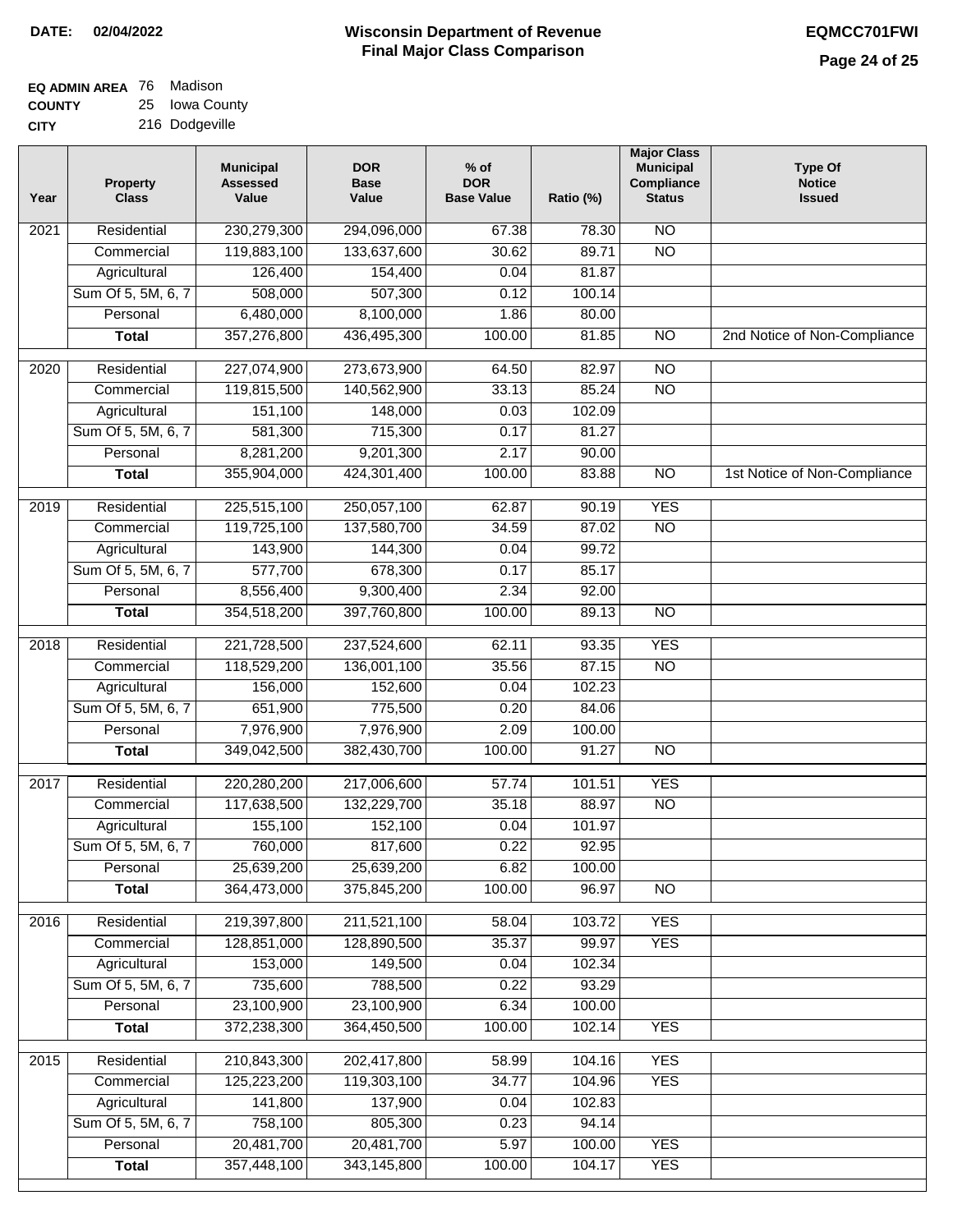**DATE: 02/04/2022**

# Wisconsin Department of Revenue
## Final Major Class Comparison

**EQMCC701FWI**

**EQ ADMIN AREA** 76 Madison
**COUNTY** 25 Iowa County
**CITY** 216 Dodgeville

| Year | Property Class | Municipal Assessed Value | DOR Base Value | % of DOR Base Value | Ratio (%) | Major Class Municipal Compliance Status | Type Of Notice Issued |
|---|---|---|---|---|---|---|---|
| 2021 | Residential | 230,279,300 | 294,096,000 | 67.38 | 78.30 | NO | |
| | Commercial | 119,883,100 | 133,637,600 | 30.62 | 89.71 | NO | |
| | Agricultural | 126,400 | 154,400 | 0.04 | 81.87 | | |
| | Sum Of 5, 5M, 6, 7 | 508,000 | 507,300 | 0.12 | 100.14 | | |
| | Personal | 6,480,000 | 8,100,000 | 1.86 | 80.00 | | |
| | **Total** | 357,276,800 | 436,495,300 | 100.00 | 81.85 | NO | 2nd Notice of Non-Compliance |
| 2020 | Residential | 227,074,900 | 273,673,900 | 64.50 | 82.97 | NO | |
| | Commercial | 119,815,500 | 140,562,900 | 33.13 | 85.24 | NO | |
| | Agricultural | 151,100 | 148,000 | 0.03 | 102.09 | | |
| | Sum Of 5, 5M, 6, 7 | 581,300 | 715,300 | 0.17 | 81.27 | | |
| | Personal | 8,281,200 | 9,201,300 | 2.17 | 90.00 | | |
| | **Total** | 355,904,000 | 424,301,400 | 100.00 | 83.88 | NO | 1st Notice of Non-Compliance |
| 2019 | Residential | 225,515,100 | 250,057,100 | 62.87 | 90.19 | YES | |
| | Commercial | 119,725,100 | 137,580,700 | 34.59 | 87.02 | NO | |
| | Agricultural | 143,900 | 144,300 | 0.04 | 99.72 | | |
| | Sum Of 5, 5M, 6, 7 | 577,700 | 678,300 | 0.17 | 85.17 | | |
| | Personal | 8,556,400 | 9,300,400 | 2.34 | 92.00 | | |
| | **Total** | 354,518,200 | 397,760,800 | 100.00 | 89.13 | NO | |
| 2018 | Residential | 221,728,500 | 237,524,600 | 62.11 | 93.35 | YES | |
| | Commercial | 118,529,200 | 136,001,100 | 35.56 | 87.15 | NO | |
| | Agricultural | 156,000 | 152,600 | 0.04 | 102.23 | | |
| | Sum Of 5, 5M, 6, 7 | 651,900 | 775,500 | 0.20 | 84.06 | | |
| | Personal | 7,976,900 | 7,976,900 | 2.09 | 100.00 | | |
| | **Total** | 349,042,500 | 382,430,700 | 100.00 | 91.27 | NO | |
| 2017 | Residential | 220,280,200 | 217,006,600 | 57.74 | 101.51 | YES | |
| | Commercial | 117,638,500 | 132,229,700 | 35.18 | 88.97 | NO | |
| | Agricultural | 155,100 | 152,100 | 0.04 | 101.97 | | |
| | Sum Of 5, 5M, 6, 7 | 760,000 | 817,600 | 0.22 | 92.95 | | |
| | Personal | 25,639,200 | 25,639,200 | 6.82 | 100.00 | | |
| | **Total** | 364,473,000 | 375,845,200 | 100.00 | 96.97 | NO | |
| 2016 | Residential | 219,397,800 | 211,521,100 | 58.04 | 103.72 | YES | |
| | Commercial | 128,851,000 | 128,890,500 | 35.37 | 99.97 | YES | |
| | Agricultural | 153,000 | 149,500 | 0.04 | 102.34 | | |
| | Sum Of 5, 5M, 6, 7 | 735,600 | 788,500 | 0.22 | 93.29 | | |
| | Personal | 23,100,900 | 23,100,900 | 6.34 | 100.00 | | |
| | **Total** | 372,238,300 | 364,450,500 | 100.00 | 102.14 | YES | |
| 2015 | Residential | 210,843,300 | 202,417,800 | 58.99 | 104.16 | YES | |
| | Commercial | 125,223,200 | 119,303,100 | 34.77 | 104.96 | YES | |
| | Agricultural | 141,800 | 137,900 | 0.04 | 102.83 | | |
| | Sum Of 5, 5M, 6, 7 | 758,100 | 805,300 | 0.23 | 94.14 | | |
| | Personal | 20,481,700 | 20,481,700 | 5.97 | 100.00 | YES | |
| | **Total** | 357,448,100 | 343,145,800 | 100.00 | 104.17 | YES | |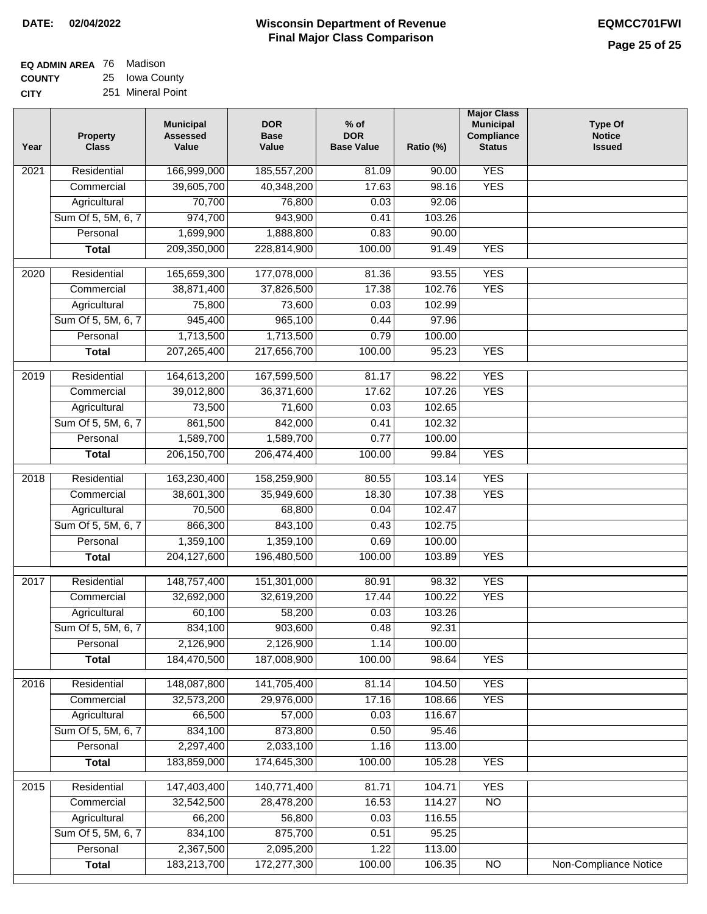**DATE: 02/04/2022**

# Wisconsin Department of Revenue
## Final Major Class Comparison

**EQMCC701FWI**

**EQ ADMIN AREA** 76 Madison
**COUNTY** 25 Iowa County
**CITY** 251 Mineral Point

| Year | Property Class | Municipal Assessed Value | DOR Base Value | % of DOR Base Value | Ratio (%) | Major Class Municipal Compliance Status | Type Of Notice Issued |
|---|---|---|---|---|---|---|---|
| 2021 | Residential | 166,999,000 | 185,557,200 | 81.09 | 90.00 | YES | |
| | Commercial | 39,605,700 | 40,348,200 | 17.63 | 98.16 | YES | |
| | Agricultural | 70,700 | 76,800 | 0.03 | 92.06 | | |
| | Sum Of 5, 5M, 6, 7 | 974,700 | 943,900 | 0.41 | 103.26 | | |
| | Personal | 1,699,900 | 1,888,800 | 0.83 | 90.00 | | |
| | **Total** | 209,350,000 | 228,814,900 | 100.00 | 91.49 | YES | |
| 2020 | Residential | 165,659,300 | 177,078,000 | 81.36 | 93.55 | YES | |
| | Commercial | 38,871,400 | 37,826,500 | 17.38 | 102.76 | YES | |
| | Agricultural | 75,800 | 73,600 | 0.03 | 102.99 | | |
| | Sum Of 5, 5M, 6, 7 | 945,400 | 965,100 | 0.44 | 97.96 | | |
| | Personal | 1,713,500 | 1,713,500 | 0.79 | 100.00 | | |
| | **Total** | 207,265,400 | 217,656,700 | 100.00 | 95.23 | YES | |
| 2019 | Residential | 164,613,200 | 167,599,500 | 81.17 | 98.22 | YES | |
| | Commercial | 39,012,800 | 36,371,600 | 17.62 | 107.26 | YES | |
| | Agricultural | 73,500 | 71,600 | 0.03 | 102.65 | | |
| | Sum Of 5, 5M, 6, 7 | 861,500 | 842,000 | 0.41 | 102.32 | | |
| | Personal | 1,589,700 | 1,589,700 | 0.77 | 100.00 | | |
| | **Total** | 206,150,700 | 206,474,400 | 100.00 | 99.84 | YES | |
| 2018 | Residential | 163,230,400 | 158,259,900 | 80.55 | 103.14 | YES | |
| | Commercial | 38,601,300 | 35,949,600 | 18.30 | 107.38 | YES | |
| | Agricultural | 70,500 | 68,800 | 0.04 | 102.47 | | |
| | Sum Of 5, 5M, 6, 7 | 866,300 | 843,100 | 0.43 | 102.75 | | |
| | Personal | 1,359,100 | 1,359,100 | 0.69 | 100.00 | | |
| | **Total** | 204,127,600 | 196,480,500 | 100.00 | 103.89 | YES | |
| 2017 | Residential | 148,757,400 | 151,301,000 | 80.91 | 98.32 | YES | |
| | Commercial | 32,692,000 | 32,619,200 | 17.44 | 100.22 | YES | |
| | Agricultural | 60,100 | 58,200 | 0.03 | 103.26 | | |
| | Sum Of 5, 5M, 6, 7 | 834,100 | 903,600 | 0.48 | 92.31 | | |
| | Personal | 2,126,900 | 2,126,900 | 1.14 | 100.00 | | |
| | **Total** | 184,470,500 | 187,008,900 | 100.00 | 98.64 | YES | |
| 2016 | Residential | 148,087,800 | 141,705,400 | 81.14 | 104.50 | YES | |
| | Commercial | 32,573,200 | 29,976,000 | 17.16 | 108.66 | YES | |
| | Agricultural | 66,500 | 57,000 | 0.03 | 116.67 | | |
| | Sum Of 5, 5M, 6, 7 | 834,100 | 873,800 | 0.50 | 95.46 | | |
| | Personal | 2,297,400 | 2,033,100 | 1.16 | 113.00 | | |
| | **Total** | 183,859,000 | 174,645,300 | 100.00 | 105.28 | YES | |
| 2015 | Residential | 147,403,400 | 140,771,400 | 81.71 | 104.71 | YES | |
| | Commercial | 32,542,500 | 28,478,200 | 16.53 | 114.27 | NO | |
| | Agricultural | 66,200 | 56,800 | 0.03 | 116.55 | | |
| | Sum Of 5, 5M, 6, 7 | 834,100 | 875,700 | 0.51 | 95.25 | | |
| | Personal | 2,367,500 | 2,095,200 | 1.22 | 113.00 | | |
| | **Total** | 183,213,700 | 172,277,300 | 100.00 | 106.35 | NO | Non-Compliance Notice |